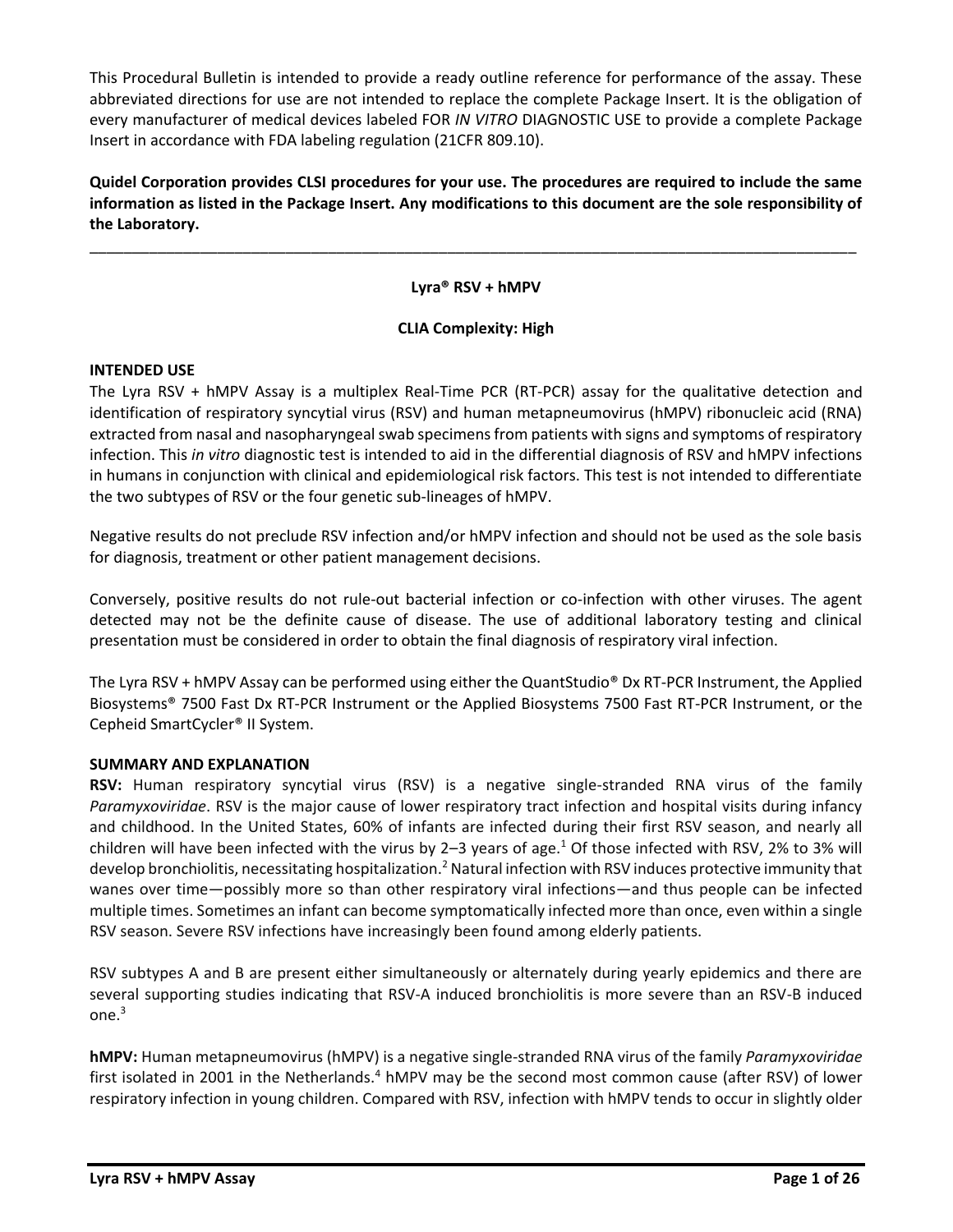This Procedural Bulletin is intended to provide a ready outline reference for performance of the assay. These abbreviated directions for use are not intended to replace the complete Package Insert. It is the obligation of every manufacturer of medical devices labeled FOR *IN VITRO* DIAGNOSTIC USE to provide a complete Package Insert in accordance with FDA labeling regulation (21CFR 809.10).

**Quidel Corporation provides CLSI procedures for your use. The procedures are required to include the same information as listed in the Package Insert. Any modifications to this document are the sole responsibility of the Laboratory.**

---

**Lyra® RSV + hMPV**

**CLIA Complexity: High**

## INTENDED USE

The Lyra RSV + hMPV Assay is a multiplex Real-Time PCR (RT-PCR) assay for the qualitative detection and identification of respiratory syncytial virus (RSV) and human metapneumovirus (hMPV) ribonucleic acid (RNA) extracted from nasal and nasopharyngeal swab specimens from patients with signs and symptoms of respiratory infection. This *in vitro* diagnostic test is intended to aid in the differential diagnosis of RSV and hMPV infections in humans in conjunction with clinical and epidemiological risk factors. This test is not intended to differentiate the two subtypes of RSV or the four genetic sub-lineages of hMPV.

Negative results do not preclude RSV infection and/or hMPV infection and should not be used as the sole basis for diagnosis, treatment or other patient management decisions.

Conversely, positive results do not rule-out bacterial infection or co-infection with other viruses. The agent detected may not be the definite cause of disease. The use of additional laboratory testing and clinical presentation must be considered in order to obtain the final diagnosis of respiratory viral infection.

The Lyra RSV + hMPV Assay can be performed using either the QuantStudio® Dx RT-PCR Instrument, the Applied Biosystems® 7500 Fast Dx RT-PCR Instrument or the Applied Biosystems 7500 Fast RT-PCR Instrument, or the Cepheid SmartCycler® II System.

## SUMMARY AND EXPLANATION

**RSV:** Human respiratory syncytial virus (RSV) is a negative single-stranded RNA virus of the family *Paramyxoviridae*. RSV is the major cause of lower respiratory tract infection and hospital visits during infancy and childhood. In the United States, 60% of infants are infected during their first RSV season, and nearly all children will have been infected with the virus by 2–3 years of age.[1] Of those infected with RSV, 2% to 3% will develop bronchiolitis, necessitating hospitalization.[2] Natural infection with RSV induces protective immunity that wanes over time—possibly more so than other respiratory viral infections—and thus people can be infected multiple times. Sometimes an infant can become symptomatically infected more than once, even within a single RSV season. Severe RSV infections have increasingly been found among elderly patients.

RSV subtypes A and B are present either simultaneously or alternately during yearly epidemics and there are several supporting studies indicating that RSV-A induced bronchiolitis is more severe than an RSV-B induced one.[3]

**hMPV:** Human metapneumovirus (hMPV) is a negative single-stranded RNA virus of the family *Paramyxoviridae* first isolated in 2001 in the Netherlands.[4] hMPV may be the second most common cause (after RSV) of lower respiratory infection in young children. Compared with RSV, infection with hMPV tends to occur in slightly older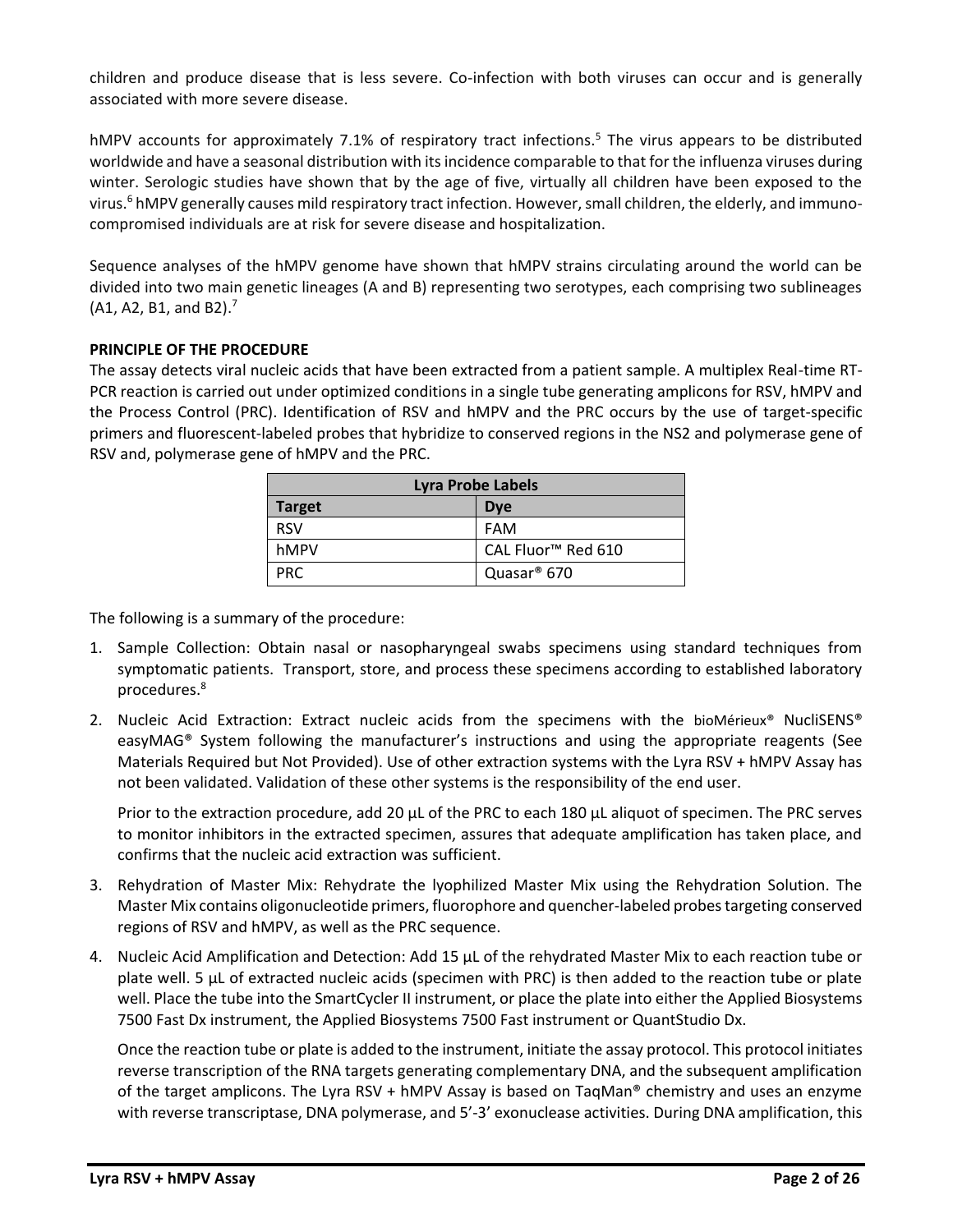children and produce disease that is less severe. Co-infection with both viruses can occur and is generally associated with more severe disease.

hMPV accounts for approximately 7.1% of respiratory tract infections.[5] The virus appears to be distributed worldwide and have a seasonal distribution with its incidence comparable to that for the influenza viruses during winter. Serologic studies have shown that by the age of five, virtually all children have been exposed to the virus.[6] hMPV generally causes mild respiratory tract infection. However, small children, the elderly, and immuno-compromised individuals are at risk for severe disease and hospitalization.

Sequence analyses of the hMPV genome have shown that hMPV strains circulating around the world can be divided into two main genetic lineages (A and B) representing two serotypes, each comprising two sublineages (A1, A2, B1, and B2).[7]

**PRINCIPLE OF THE PROCEDURE**

The assay detects viral nucleic acids that have been extracted from a patient sample. A multiplex Real-time RT-PCR reaction is carried out under optimized conditions in a single tube generating amplicons for RSV, hMPV and the Process Control (PRC). Identification of RSV and hMPV and the PRC occurs by the use of target-specific primers and fluorescent-labeled probes that hybridize to conserved regions in the NS2 and polymerase gene of RSV and, polymerase gene of hMPV and the PRC.

| **Lyra Probe Labels** | |
|---|---|
| **Target** | **Dye** |
| RSV | FAM |
| hMPV | CAL Fluor™ Red 610 |
| PRC | Quasar® 670 |

The following is a summary of the procedure:

1. Sample Collection: Obtain nasal or nasopharyngeal swabs specimens using standard techniques from symptomatic patients. Transport, store, and process these specimens according to established laboratory procedures.[8]
2. Nucleic Acid Extraction: Extract nucleic acids from the specimens with the bioMérieux® NucliSENS® easyMAG® System following the manufacturer's instructions and using the appropriate reagents (See Materials Required but Not Provided). Use of other extraction systems with the Lyra RSV + hMPV Assay has not been validated. Validation of these other systems is the responsibility of the end user.

   Prior to the extraction procedure, add 20 µL of the PRC to each 180 µL aliquot of specimen. The PRC serves to monitor inhibitors in the extracted specimen, assures that adequate amplification has taken place, and confirms that the nucleic acid extraction was sufficient.
3. Rehydration of Master Mix: Rehydrate the lyophilized Master Mix using the Rehydration Solution. The Master Mix contains oligonucleotide primers, fluorophore and quencher-labeled probes targeting conserved regions of RSV and hMPV, as well as the PRC sequence.
4. Nucleic Acid Amplification and Detection: Add 15 µL of the rehydrated Master Mix to each reaction tube or plate well. 5 µL of extracted nucleic acids (specimen with PRC) is then added to the reaction tube or plate well. Place the tube into the SmartCycler II instrument, or place the plate into either the Applied Biosystems 7500 Fast Dx instrument, the Applied Biosystems 7500 Fast instrument or QuantStudio Dx.

   Once the reaction tube or plate is added to the instrument, initiate the assay protocol. This protocol initiates reverse transcription of the RNA targets generating complementary DNA, and the subsequent amplification of the target amplicons. The Lyra RSV + hMPV Assay is based on TaqMan® chemistry and uses an enzyme with reverse transcriptase, DNA polymerase, and 5'-3' exonuclease activities. During DNA amplification, this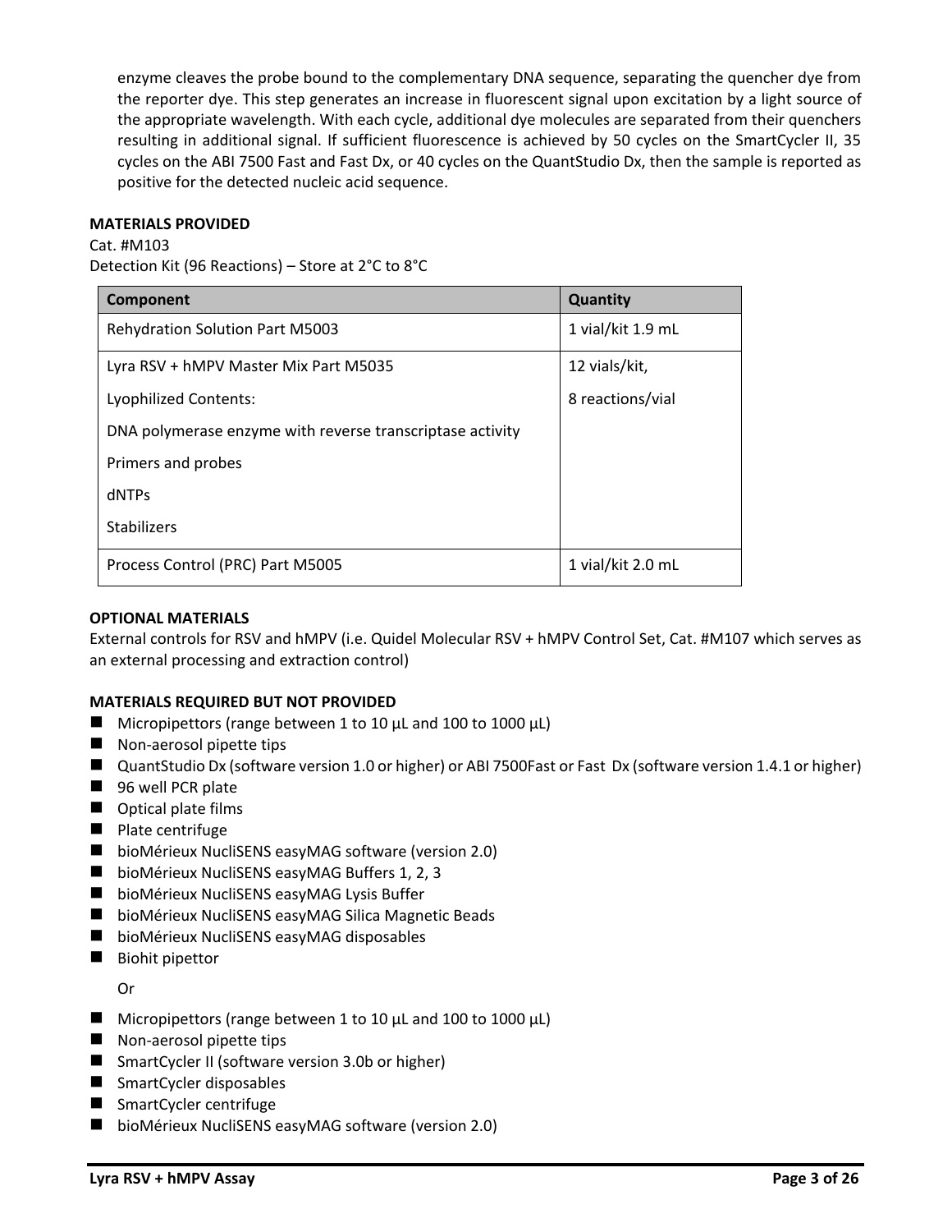enzyme cleaves the probe bound to the complementary DNA sequence, separating the quencher dye from the reporter dye. This step generates an increase in fluorescent signal upon excitation by a light source of the appropriate wavelength. With each cycle, additional dye molecules are separated from their quenchers resulting in additional signal. If sufficient fluorescence is achieved by 50 cycles on the SmartCycler II, 35 cycles on the ABI 7500 Fast and Fast Dx, or 40 cycles on the QuantStudio Dx, then the sample is reported as positive for the detected nucleic acid sequence.

**MATERIALS PROVIDED**

Cat. #M103

Detection Kit (96 Reactions) – Store at 2°C to 8°C

| Component | Quantity |
|---|---|
| Rehydration Solution Part M5003 | 1 vial/kit 1.9 mL |
| Lyra RSV + hMPV Master Mix Part M5035<br><br>Lyophilized Contents:<br><br>DNA polymerase enzyme with reverse transcriptase activity<br><br>Primers and probes<br><br>dNTPs<br><br>Stabilizers | 12 vials/kit,<br><br>8 reactions/vial |
| Process Control (PRC) Part M5005 | 1 vial/kit 2.0 mL |

**OPTIONAL MATERIALS**

External controls for RSV and hMPV (i.e. Quidel Molecular RSV + hMPV Control Set, Cat. #M107 which serves as an external processing and extraction control)

**MATERIALS REQUIRED BUT NOT PROVIDED**

- Micropipettors (range between 1 to 10 µL and 100 to 1000 µL)
- Non-aerosol pipette tips
- QuantStudio Dx (software version 1.0 or higher) or ABI 7500Fast or Fast Dx (software version 1.4.1 or higher)
- 96 well PCR plate
- Optical plate films
- Plate centrifuge
- bioMérieux NucliSENS easyMAG software (version 2.0)
- bioMérieux NucliSENS easyMAG Buffers 1, 2, 3
- bioMérieux NucliSENS easyMAG Lysis Buffer
- bioMérieux NucliSENS easyMAG Silica Magnetic Beads
- bioMérieux NucliSENS easyMAG disposables
- Biohit pipettor

Or

- Micropipettors (range between 1 to 10 µL and 100 to 1000 µL)
- Non-aerosol pipette tips
- SmartCycler II (software version 3.0b or higher)
- SmartCycler disposables
- SmartCycler centrifuge
- bioMérieux NucliSENS easyMAG software (version 2.0)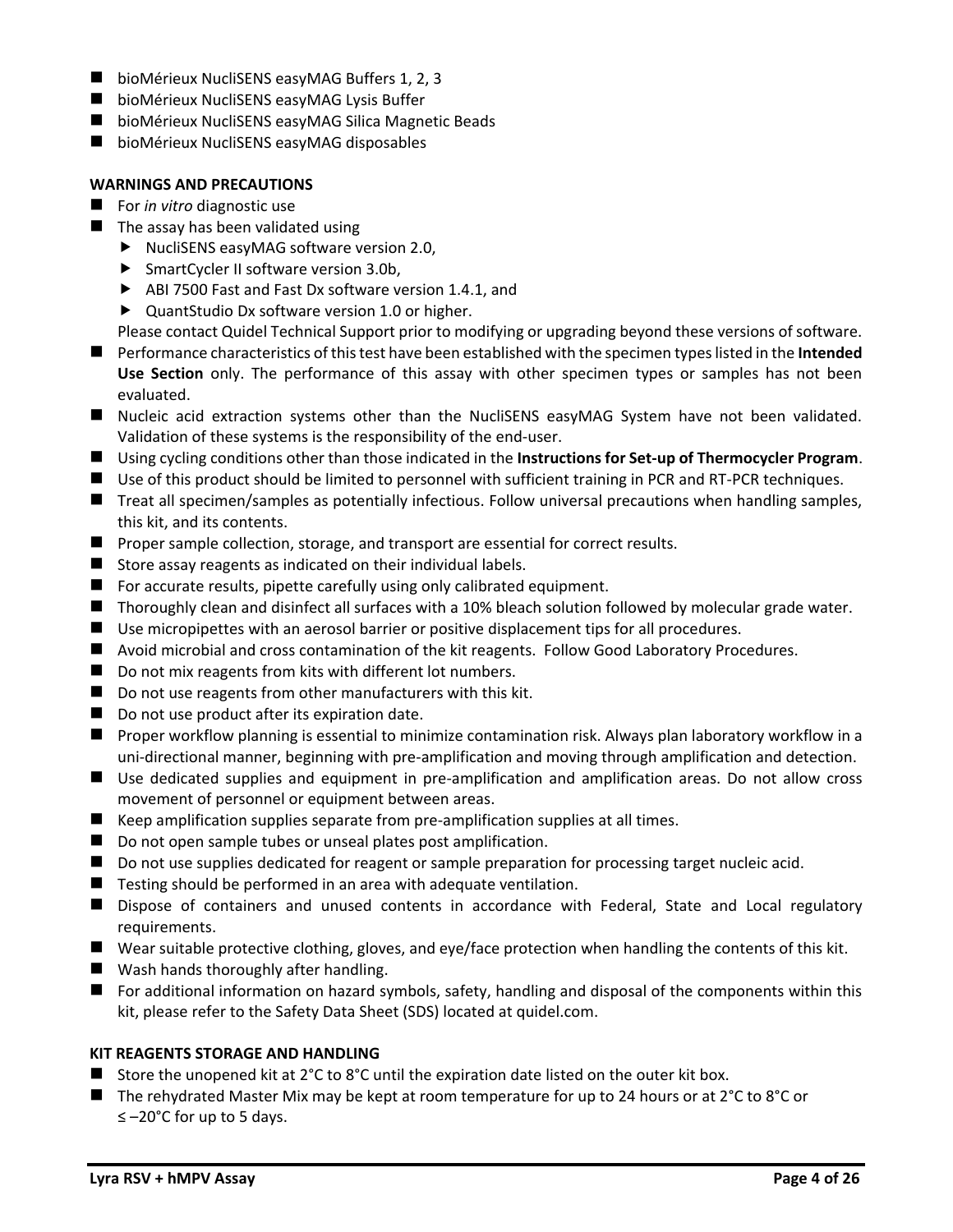- bioMérieux NucliSENS easyMAG Buffers 1, 2, 3
- bioMérieux NucliSENS easyMAG Lysis Buffer
- bioMérieux NucliSENS easyMAG Silica Magnetic Beads
- bioMérieux NucliSENS easyMAG disposables

**WARNINGS AND PRECAUTIONS**

- For *in vitro* diagnostic use
- The assay has been validated using
  - NucliSENS easyMAG software version 2.0,
  - SmartCycler II software version 3.0b,
  - ABI 7500 Fast and Fast Dx software version 1.4.1, and
  - QuantStudio Dx software version 1.0 or higher.

  Please contact Quidel Technical Support prior to modifying or upgrading beyond these versions of software.
- Performance characteristics of this test have been established with the specimen types listed in the **Intended Use Section** only. The performance of this assay with other specimen types or samples has not been evaluated.
- Nucleic acid extraction systems other than the NucliSENS easyMAG System have not been validated. Validation of these systems is the responsibility of the end-user.
- Using cycling conditions other than those indicated in the **Instructions for Set-up of Thermocycler Program**.
- Use of this product should be limited to personnel with sufficient training in PCR and RT-PCR techniques.
- Treat all specimen/samples as potentially infectious. Follow universal precautions when handling samples, this kit, and its contents.
- Proper sample collection, storage, and transport are essential for correct results.
- Store assay reagents as indicated on their individual labels.
- For accurate results, pipette carefully using only calibrated equipment.
- Thoroughly clean and disinfect all surfaces with a 10% bleach solution followed by molecular grade water.
- Use micropipettes with an aerosol barrier or positive displacement tips for all procedures.
- Avoid microbial and cross contamination of the kit reagents. Follow Good Laboratory Procedures.
- Do not mix reagents from kits with different lot numbers.
- Do not use reagents from other manufacturers with this kit.
- Do not use product after its expiration date.
- Proper workflow planning is essential to minimize contamination risk. Always plan laboratory workflow in a uni-directional manner, beginning with pre-amplification and moving through amplification and detection.
- Use dedicated supplies and equipment in pre-amplification and amplification areas. Do not allow cross movement of personnel or equipment between areas.
- Keep amplification supplies separate from pre-amplification supplies at all times.
- Do not open sample tubes or unseal plates post amplification.
- Do not use supplies dedicated for reagent or sample preparation for processing target nucleic acid.
- Testing should be performed in an area with adequate ventilation.
- Dispose of containers and unused contents in accordance with Federal, State and Local regulatory requirements.
- Wear suitable protective clothing, gloves, and eye/face protection when handling the contents of this kit.
- Wash hands thoroughly after handling.
- For additional information on hazard symbols, safety, handling and disposal of the components within this kit, please refer to the Safety Data Sheet (SDS) located at quidel.com.

**KIT REAGENTS STORAGE AND HANDLING**

- Store the unopened kit at 2°C to 8°C until the expiration date listed on the outer kit box.
- The rehydrated Master Mix may be kept at room temperature for up to 24 hours or at 2°C to 8°C or ≤ –20°C for up to 5 days.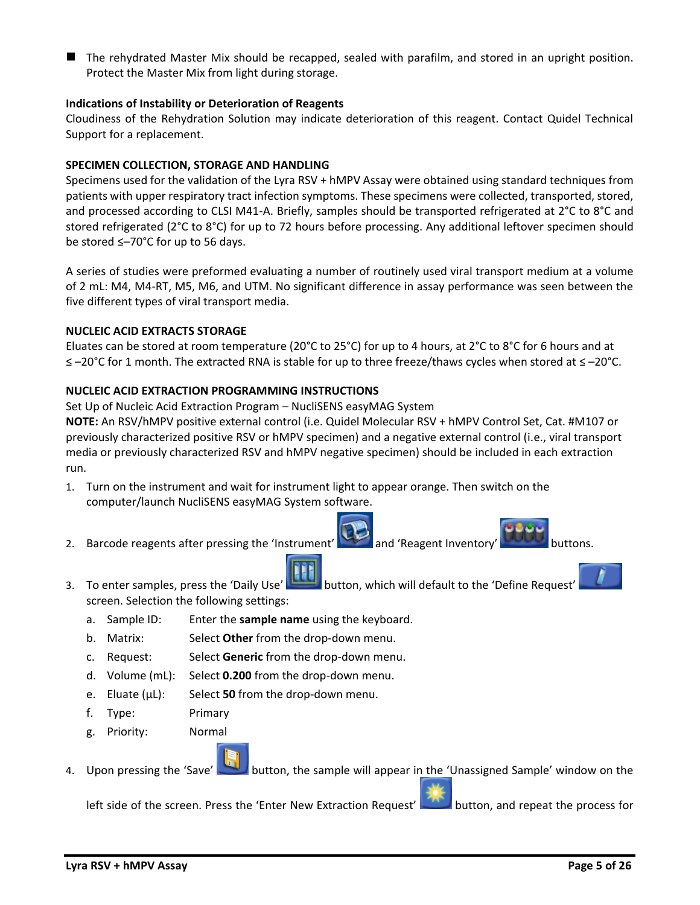- The rehydrated Master Mix should be recapped, sealed with parafilm, and stored in an upright position. Protect the Master Mix from light during storage.

**Indications of Instability or Deterioration of Reagents**

Cloudiness of the Rehydration Solution may indicate deterioration of this reagent. Contact Quidel Technical Support for a replacement.

**SPECIMEN COLLECTION, STORAGE AND HANDLING**

Specimens used for the validation of the Lyra RSV + hMPV Assay were obtained using standard techniques from patients with upper respiratory tract infection symptoms. These specimens were collected, transported, stored, and processed according to CLSI M41-A. Briefly, samples should be transported refrigerated at 2°C to 8°C and stored refrigerated (2°C to 8°C) for up to 72 hours before processing. Any additional leftover specimen should be stored ≤–70°C for up to 56 days.

A series of studies were preformed evaluating a number of routinely used viral transport medium at a volume of 2 mL: M4, M4-RT, M5, M6, and UTM. No significant difference in assay performance was seen between the five different types of viral transport media.

**NUCLEIC ACID EXTRACTS STORAGE**

Eluates can be stored at room temperature (20°C to 25°C) for up to 4 hours, at 2°C to 8°C for 6 hours and at ≤ –20°C for 1 month. The extracted RNA is stable for up to three freeze/thaws cycles when stored at ≤ –20°C.

**NUCLEIC ACID EXTRACTION PROGRAMMING INSTRUCTIONS**

Set Up of Nucleic Acid Extraction Program – NucliSENS easyMAG System

**NOTE:** An RSV/hMPV positive external control (i.e. Quidel Molecular RSV + hMPV Control Set, Cat. #M107 or previously characterized positive RSV or hMPV specimen) and a negative external control (i.e., viral transport media or previously characterized RSV and hMPV negative specimen) should be included in each extraction run.

1. Turn on the instrument and wait for instrument light to appear orange. Then switch on the computer/launch NucliSENS easyMAG System software.
2. Barcode reagents after pressing the 'Instrument' and 'Reagent Inventory' buttons.
3. To enter samples, press the 'Daily Use' button, which will default to the 'Define Request' screen. Selection the following settings:
   a. Sample ID: Enter the **sample name** using the keyboard.
   b. Matrix: Select **Other** from the drop-down menu.
   c. Request: Select **Generic** from the drop-down menu.
   d. Volume (mL): Select **0.200** from the drop-down menu.
   e. Eluate (µL): Select **50** from the drop-down menu.
   f. Type: Primary
   g. Priority: Normal
4. Upon pressing the 'Save' button, the sample will appear in the 'Unassigned Sample' window on the left side of the screen. Press the 'Enter New Extraction Request' button, and repeat the process for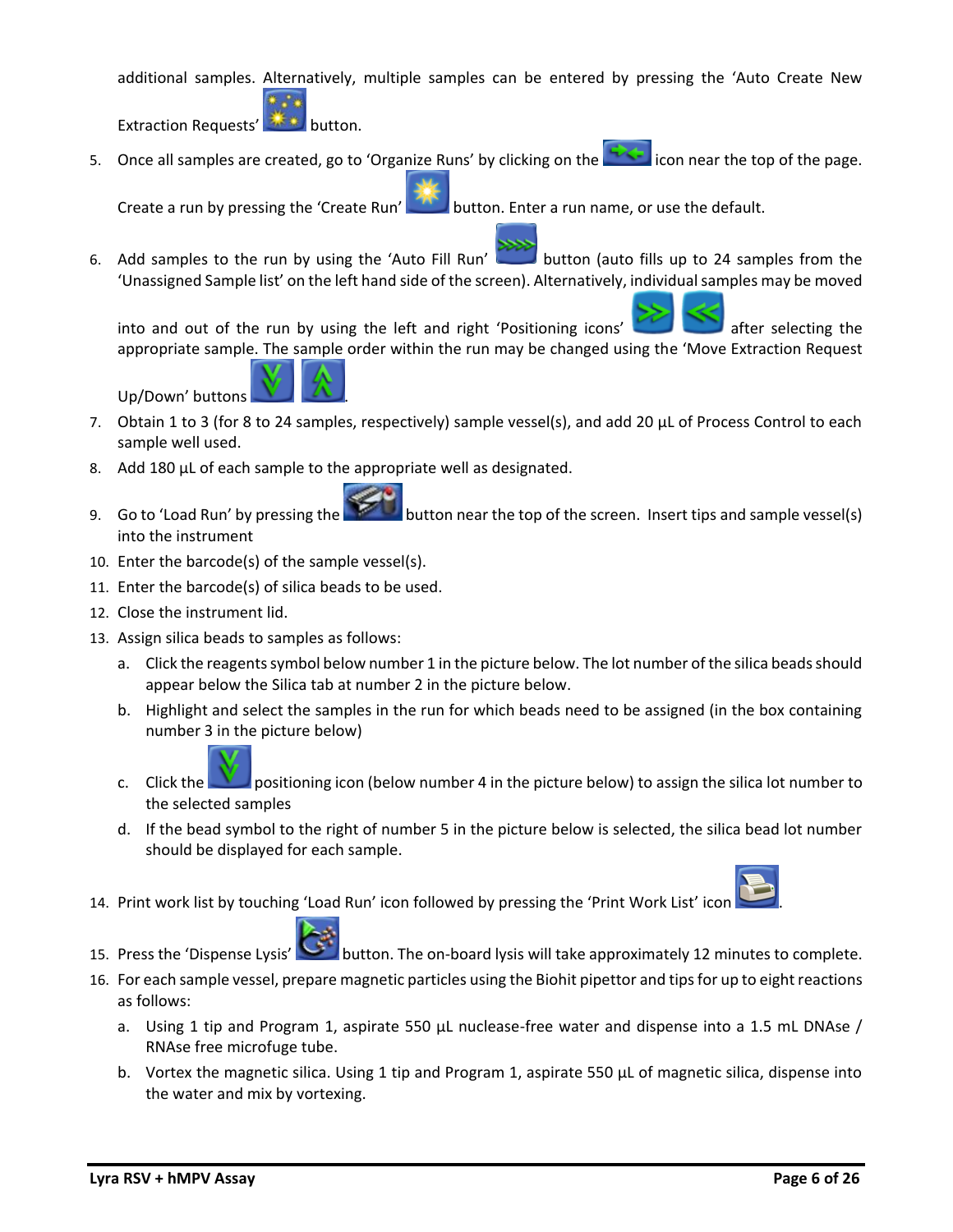additional samples. Alternatively, multiple samples can be entered by pressing the 'Auto Create New Extraction Requests' button.

5. Once all samples are created, go to 'Organize Runs' by clicking on the icon near the top of the page. Create a run by pressing the 'Create Run' button. Enter a run name, or use the default.
6. Add samples to the run by using the 'Auto Fill Run' button (auto fills up to 24 samples from the 'Unassigned Sample list' on the left hand side of the screen). Alternatively, individual samples may be moved into and out of the run by using the left and right 'Positioning icons' after selecting the appropriate sample. The sample order within the run may be changed using the 'Move Extraction Request Up/Down' buttons.
7. Obtain 1 to 3 (for 8 to 24 samples, respectively) sample vessel(s), and add 20 µL of Process Control to each sample well used.
8. Add 180 µL of each sample to the appropriate well as designated.
9. Go to 'Load Run' by pressing the button near the top of the screen. Insert tips and sample vessel(s) into the instrument
10. Enter the barcode(s) of the sample vessel(s).
11. Enter the barcode(s) of silica beads to be used.
12. Close the instrument lid.
13. Assign silica beads to samples as follows:
    a. Click the reagents symbol below number 1 in the picture below. The lot number of the silica beads should appear below the Silica tab at number 2 in the picture below.
    b. Highlight and select the samples in the run for which beads need to be assigned (in the box containing number 3 in the picture below)
    c. Click the positioning icon (below number 4 in the picture below) to assign the silica lot number to the selected samples
    d. If the bead symbol to the right of number 5 in the picture below is selected, the silica bead lot number should be displayed for each sample.
14. Print work list by touching 'Load Run' icon followed by pressing the 'Print Work List' icon.
15. Press the 'Dispense Lysis' button. The on-board lysis will take approximately 12 minutes to complete.
16. For each sample vessel, prepare magnetic particles using the Biohit pipettor and tips for up to eight reactions as follows:
    a. Using 1 tip and Program 1, aspirate 550 µL nuclease-free water and dispense into a 1.5 mL DNAse / RNAse free microfuge tube.
    b. Vortex the magnetic silica. Using 1 tip and Program 1, aspirate 550 µL of magnetic silica, dispense into the water and mix by vortexing.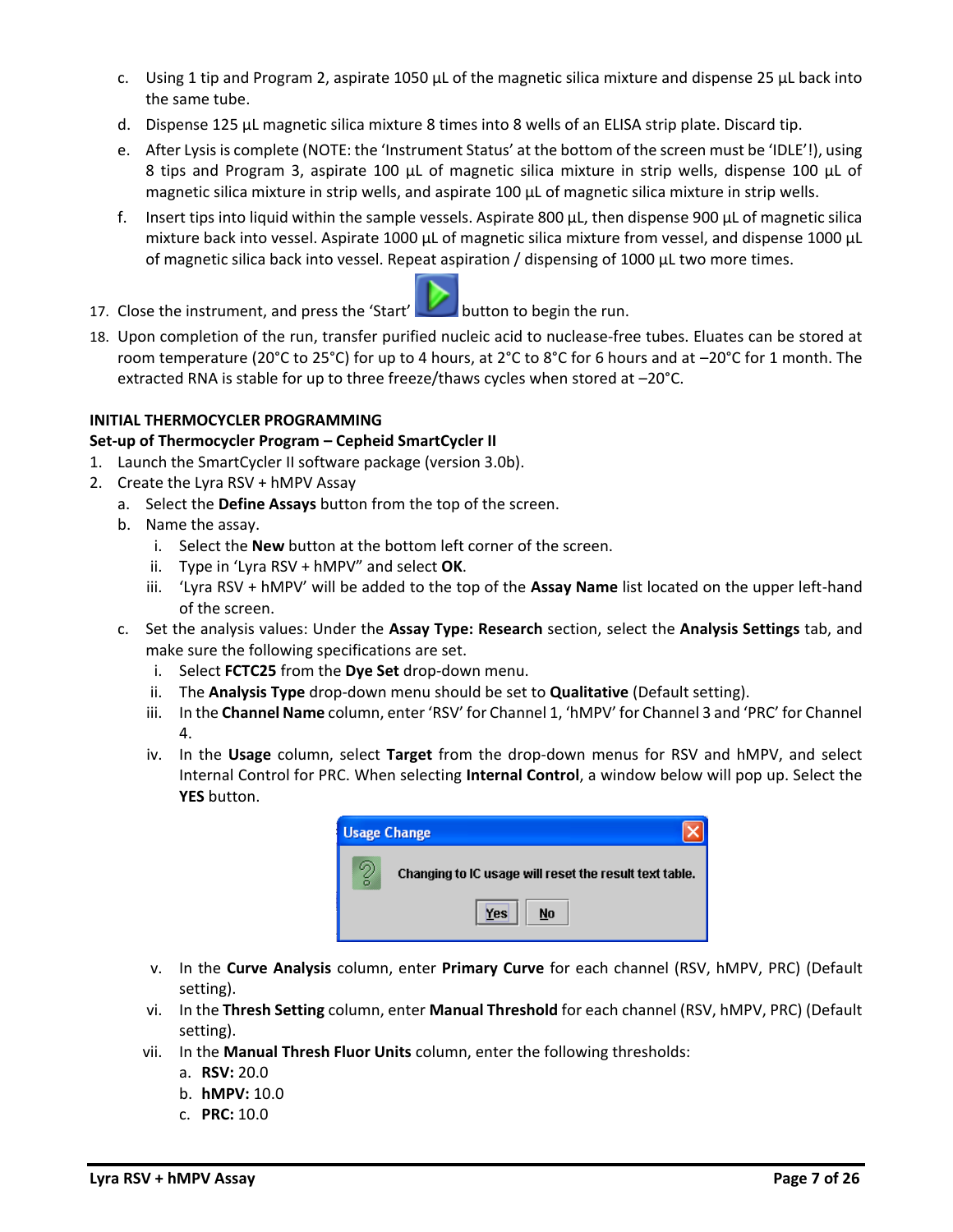c. Using 1 tip and Program 2, aspirate 1050 µL of the magnetic silica mixture and dispense 25 µL back into the same tube.

d. Dispense 125 µL magnetic silica mixture 8 times into 8 wells of an ELISA strip plate. Discard tip.

e. After Lysis is complete (NOTE: the 'Instrument Status' at the bottom of the screen must be 'IDLE'!), using 8 tips and Program 3, aspirate 100 µL of magnetic silica mixture in strip wells, dispense 100 µL of magnetic silica mixture in strip wells, and aspirate 100 µL of magnetic silica mixture in strip wells.

f. Insert tips into liquid within the sample vessels. Aspirate 800 µL, then dispense 900 µL of magnetic silica mixture back into vessel. Aspirate 1000 µL of magnetic silica mixture from vessel, and dispense 1000 µL of magnetic silica back into vessel. Repeat aspiration / dispensing of 1000 µL two more times.

17. Close the instrument, and press the 'Start' button to begin the run.

18. Upon completion of the run, transfer purified nucleic acid to nuclease-free tubes. Eluates can be stored at room temperature (20°C to 25°C) for up to 4 hours, at 2°C to 8°C for 6 hours and at –20°C for 1 month. The extracted RNA is stable for up to three freeze/thaws cycles when stored at –20°C.

**INITIAL THERMOCYCLER PROGRAMMING**

**Set-up of Thermocycler Program – Cepheid SmartCycler II**

1. Launch the SmartCycler II software package (version 3.0b).
2. Create the Lyra RSV + hMPV Assay
   a. Select the **Define Assays** button from the top of the screen.
   b. Name the assay.
      i. Select the **New** button at the bottom left corner of the screen.
      ii. Type in 'Lyra RSV + hMPV" and select **OK**.
      iii. 'Lyra RSV + hMPV' will be added to the top of the **Assay Name** list located on the upper left-hand of the screen.
   c. Set the analysis values: Under the **Assay Type: Research** section, select the **Analysis Settings** tab, and make sure the following specifications are set.
      i. Select **FCTC25** from the **Dye Set** drop-down menu.
      ii. The **Analysis Type** drop-down menu should be set to **Qualitative** (Default setting).
      iii. In the **Channel Name** column, enter 'RSV' for Channel 1, 'hMPV' for Channel 3 and 'PRC' for Channel 4.
      iv. In the **Usage** column, select **Target** from the drop-down menus for RSV and hMPV, and select Internal Control for PRC. When selecting **Internal Control**, a window below will pop up. Select the **YES** button.

      Usage Change

      Changing to IC usage will reset the result text table.

      Yes No

      v. In the **Curve Analysis** column, enter **Primary Curve** for each channel (RSV, hMPV, PRC) (Default setting).
      vi. In the **Thresh Setting** column, enter **Manual Threshold** for each channel (RSV, hMPV, PRC) (Default setting).
      vii. In the **Manual Thresh Fluor Units** column, enter the following thresholds:
         a. **RSV:** 20.0
         b. **hMPV:** 10.0
         c. **PRC:** 10.0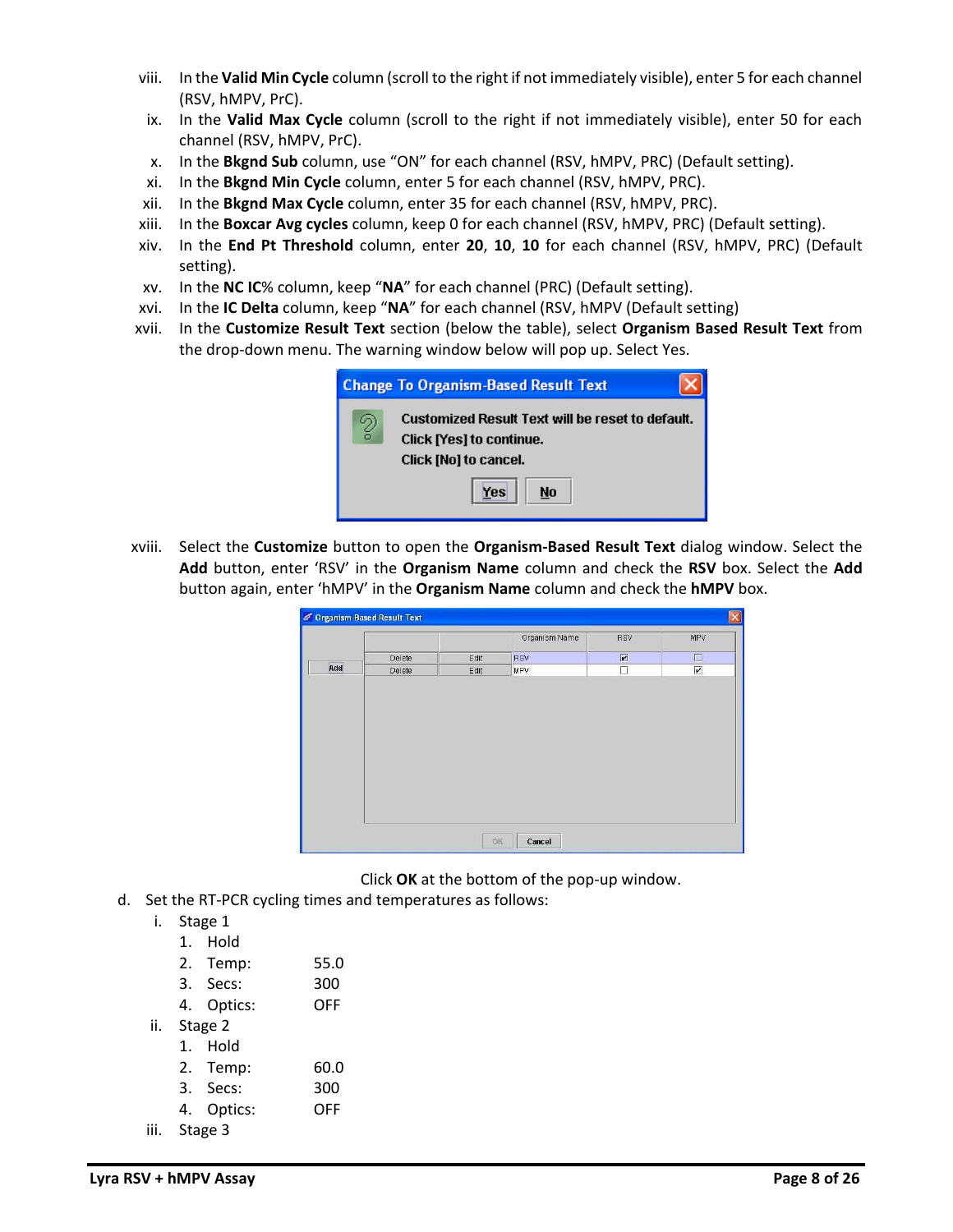viii. In the **Valid Min Cycle** column (scroll to the right if not immediately visible), enter 5 for each channel (RSV, hMPV, PrC).

ix. In the **Valid Max Cycle** column (scroll to the right if not immediately visible), enter 50 for each channel (RSV, hMPV, PrC).

x. In the **Bkgnd Sub** column, use "ON" for each channel (RSV, hMPV, PRC) (Default setting).

xi. In the **Bkgnd Min Cycle** column, enter 5 for each channel (RSV, hMPV, PRC).

xii. In the **Bkgnd Max Cycle** column, enter 35 for each channel (RSV, hMPV, PRC).

xiii. In the **Boxcar Avg cycles** column, keep 0 for each channel (RSV, hMPV, PRC) (Default setting).

xiv. In the **End Pt Threshold** column, enter **20**, **10**, **10** for each channel (RSV, hMPV, PRC) (Default setting).

xv. In the **NC IC**% column, keep "**NA**" for each channel (PRC) (Default setting).

xvi. In the **IC Delta** column, keep "**NA**" for each channel (RSV, hMPV (Default setting)

xvii. In the **Customize Result Text** section (below the table), select **Organism Based Result Text** from the drop-down menu. The warning window below will pop up. Select Yes.

xviii. Select the **Customize** button to open the **Organism-Based Result Text** dialog window. Select the **Add** button, enter 'RSV' in the **Organism Name** column and check the **RSV** box. Select the **Add** button again, enter 'hMPV' in the **Organism Name** column and check the **hMPV** box.

Click **OK** at the bottom of the pop-up window.

d. Set the RT-PCR cycling times and temperatures as follows:

i. Stage 1
   1. Hold
   2. Temp: 55.0
   3. Secs: 300
   4. Optics: OFF

ii. Stage 2
   1. Hold
   2. Temp: 60.0
   3. Secs: 300
   4. Optics: OFF

iii. Stage 3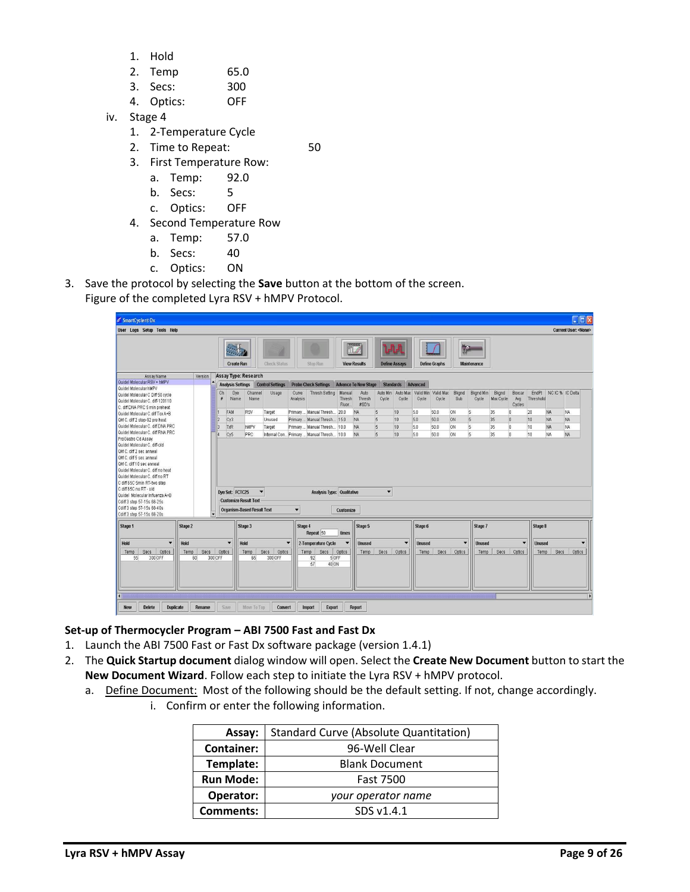1. Hold
2. Temp 65.0
3. Secs: 300
4. Optics: OFF

iv. Stage 4
1. 2-Temperature Cycle
2. Time to Repeat: 50
3. First Temperature Row:
   a. Temp: 92.0
   b. Secs: 5
   c. Optics: OFF
4. Second Temperature Row
   a. Temp: 57.0
   b. Secs: 40
   c. Optics: ON

3. Save the protocol by selecting the **Save** button at the bottom of the screen.
   Figure of the completed Lyra RSV + hMPV Protocol.

**Set-up of Thermocycler Program – ABI 7500 Fast and Fast Dx**

1. Launch the ABI 7500 Fast or Fast Dx software package (version 1.4.1)
2. The **Quick Startup document** dialog window will open. Select the **Create New Document** button to start the **New Document Wizard**. Follow each step to initiate the Lyra RSV + hMPV protocol.
   a. <u>Define Document:</u> Most of the following should be the default setting. If not, change accordingly.
      i. Confirm or enter the following information.

| | |
|---|---|
| **Assay:** | Standard Curve (Absolute Quantitation) |
| **Container:** | 96-Well Clear |
| **Template:** | Blank Document |
| **Run Mode:** | Fast 7500 |
| **Operator:** | *your operator name* |
| **Comments:** | SDS v1.4.1 |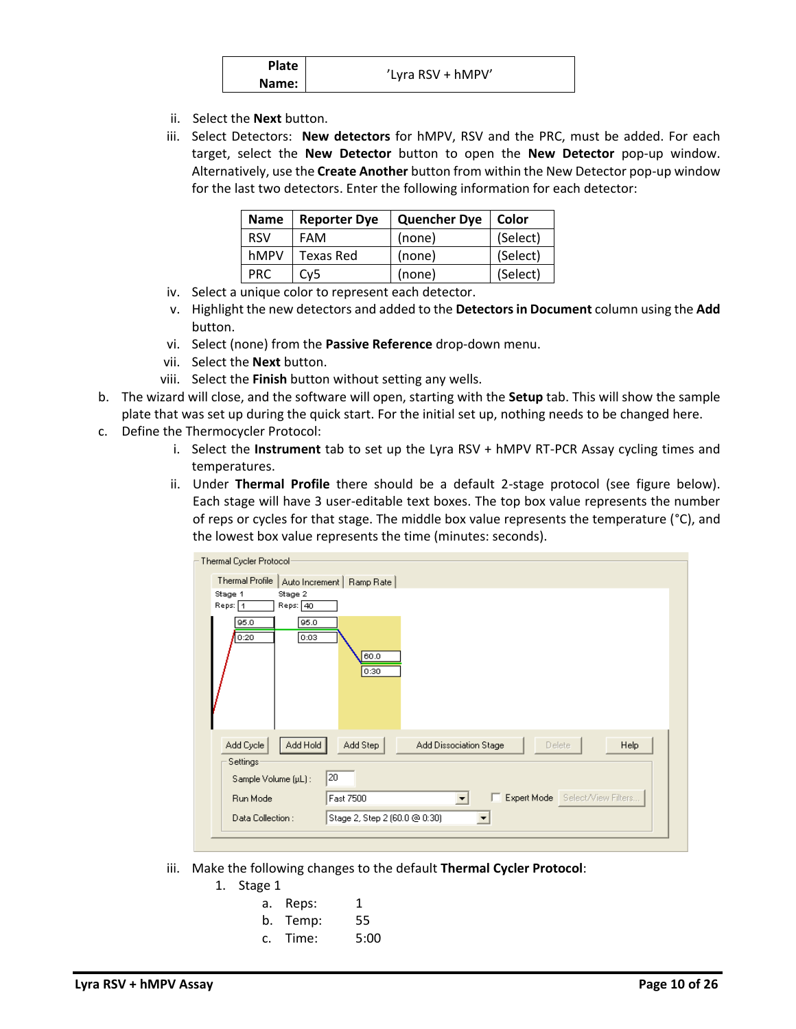| Plate Name: | 'Lyra RSV + hMPV' |
|---|---|

ii. Select the **Next** button.

iii. Select Detectors: **New detectors** for hMPV, RSV and the PRC, must be added. For each target, select the **New Detector** button to open the **New Detector** pop-up window. Alternatively, use the **Create Another** button from within the New Detector pop-up window for the last two detectors. Enter the following information for each detector:

| Name | Reporter Dye | Quencher Dye | Color |
|---|---|---|---|
| RSV | FAM | (none) | (Select) |
| hMPV | Texas Red | (none) | (Select) |
| PRC | Cy5 | (none) | (Select) |

iv. Select a unique color to represent each detector.

v. Highlight the new detectors and added to the **Detectors in Document** column using the **Add** button.

vi. Select (none) from the **Passive Reference** drop-down menu.

vii. Select the **Next** button.

viii. Select the **Finish** button without setting any wells.

b. The wizard will close, and the software will open, starting with the **Setup** tab. This will show the sample plate that was set up during the quick start. For the initial set up, nothing needs to be changed here.

c. Define the Thermocycler Protocol:

i. Select the **Instrument** tab to set up the Lyra RSV + hMPV RT-PCR Assay cycling times and temperatures.

ii. Under **Thermal Profile** there should be a default 2-stage protocol (see figure below). Each stage will have 3 user-editable text boxes. The top box value represents the number of reps or cycles for that stage. The middle box value represents the temperature (°C), and the lowest box value represents the time (minutes: seconds).

iii. Make the following changes to the default **Thermal Cycler Protocol**:

1. Stage 1
   a. Reps: 1
   b. Temp: 55
   c. Time: 5:00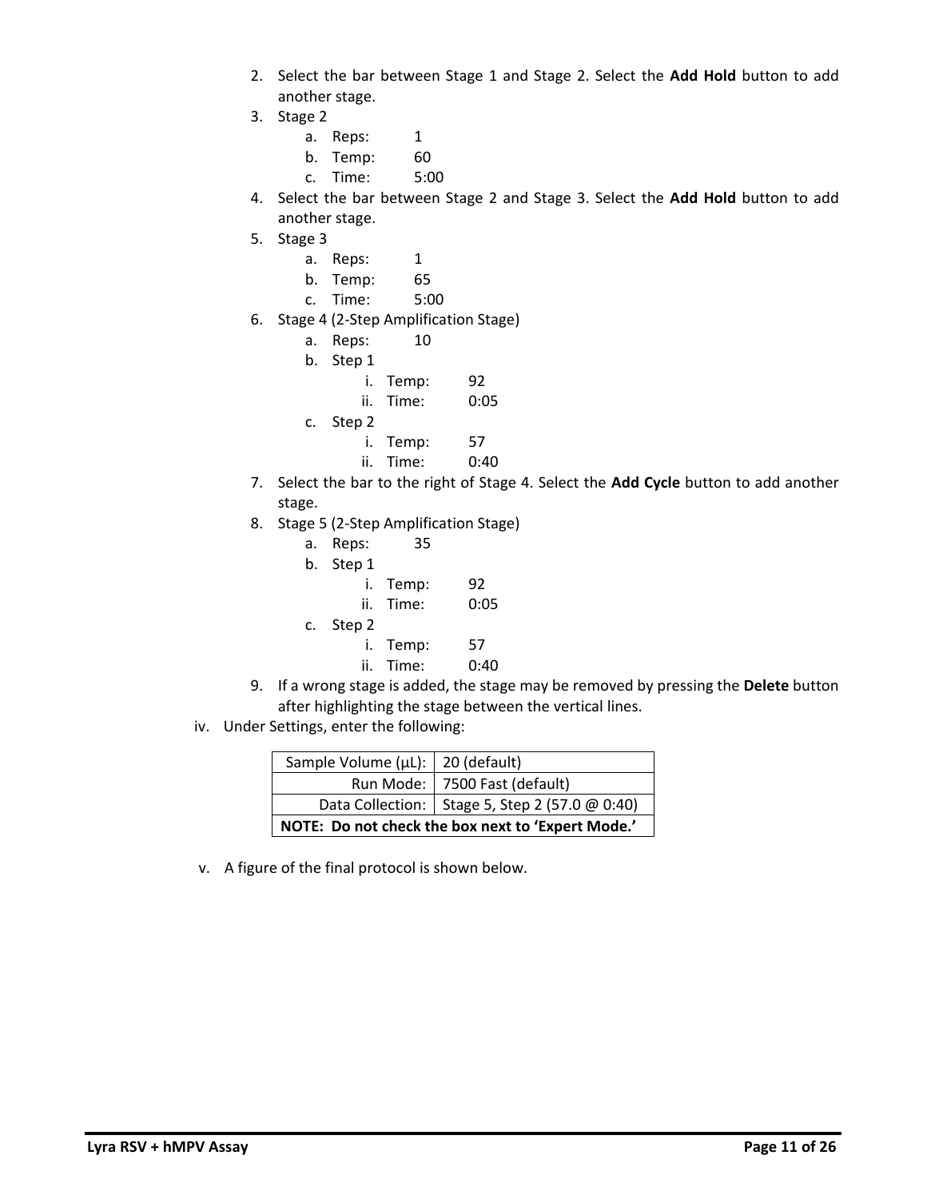2. Select the bar between Stage 1 and Stage 2. Select the **Add Hold** button to add another stage.
3. Stage 2
    a. Reps: 1
    b. Temp: 60
    c. Time: 5:00
4. Select the bar between Stage 2 and Stage 3. Select the **Add Hold** button to add another stage.
5. Stage 3
    a. Reps: 1
    b. Temp: 65
    c. Time: 5:00
6. Stage 4 (2-Step Amplification Stage)
    a. Reps: 10
    b. Step 1
        i. Temp: 92
        ii. Time: 0:05
    c. Step 2
        i. Temp: 57
        ii. Time: 0:40
7. Select the bar to the right of Stage 4. Select the **Add Cycle** button to add another stage.
8. Stage 5 (2-Step Amplification Stage)
    a. Reps: 35
    b. Step 1
        i. Temp: 92
        ii. Time: 0:05
    c. Step 2
        i. Temp: 57
        ii. Time: 0:40
9. If a wrong stage is added, the stage may be removed by pressing the **Delete** button after highlighting the stage between the vertical lines.

iv. Under Settings, enter the following:

| Sample Volume (µL): | 20 (default) |
|---:|---|
| Run Mode: | 7500 Fast (default) |
| Data Collection: | Stage 5, Step 2 (57.0 @ 0:40) |
| **NOTE: Do not check the box next to 'Expert Mode.'** | |

v. A figure of the final protocol is shown below.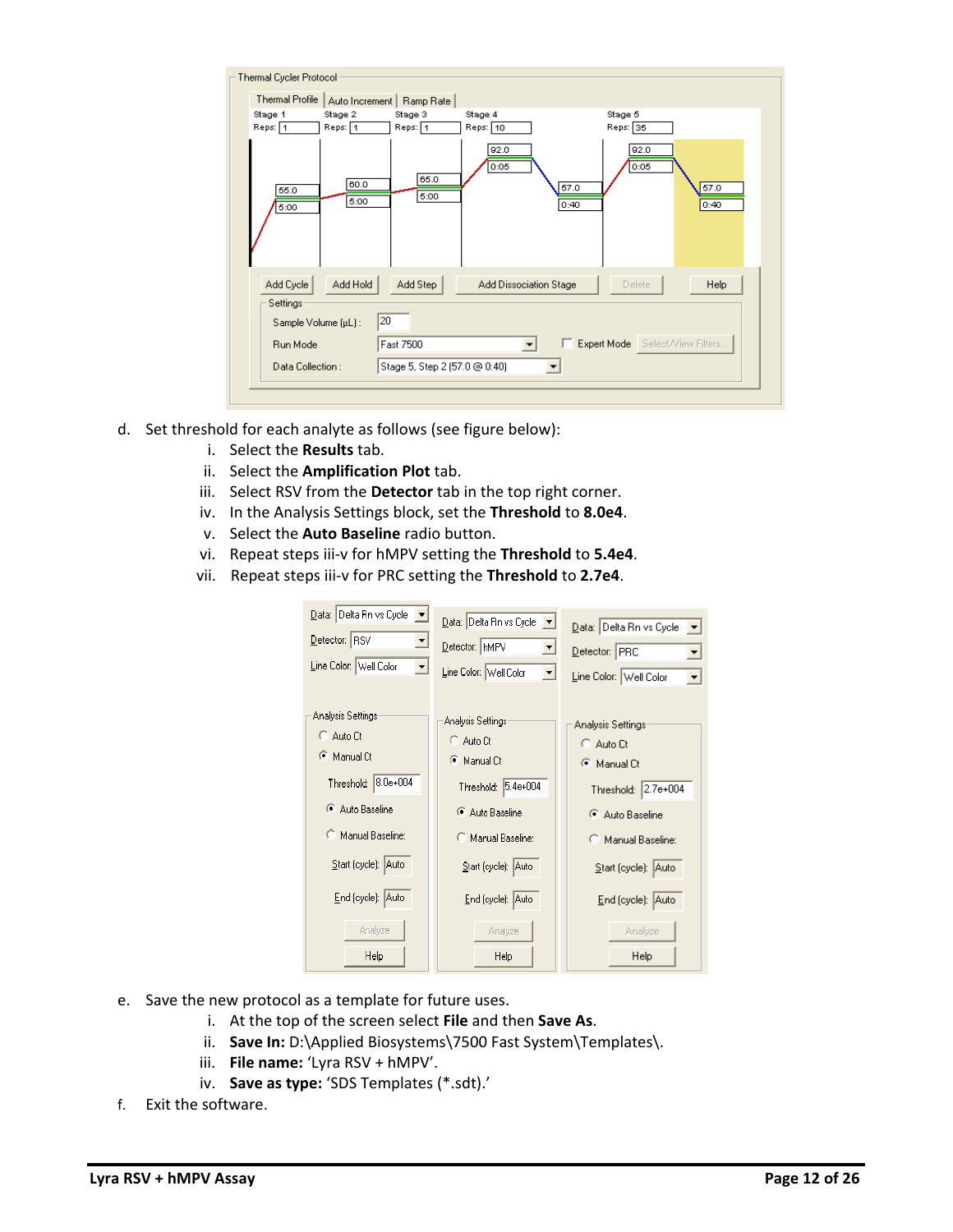d. Set threshold for each analyte as follows (see figure below):
   i. Select the **Results** tab.
   ii. Select the **Amplification Plot** tab.
   iii. Select RSV from the **Detector** tab in the top right corner.
   iv. In the Analysis Settings block, set the **Threshold** to **8.0e4**.
   v. Select the **Auto Baseline** radio button.
   vi. Repeat steps iii-v for hMPV setting the **Threshold** to **5.4e4**.
   vii. Repeat steps iii-v for PRC setting the **Threshold** to **2.7e4**.

e. Save the new protocol as a template for future uses.
   i. At the top of the screen select **File** and then **Save As**.
   ii. **Save In:** D:\Applied Biosystems\7500 Fast System\Templates\.
   iii. **File name:** 'Lyra RSV + hMPV'.
   iv. **Save as type:** 'SDS Templates (*.sdt).'

f. Exit the software.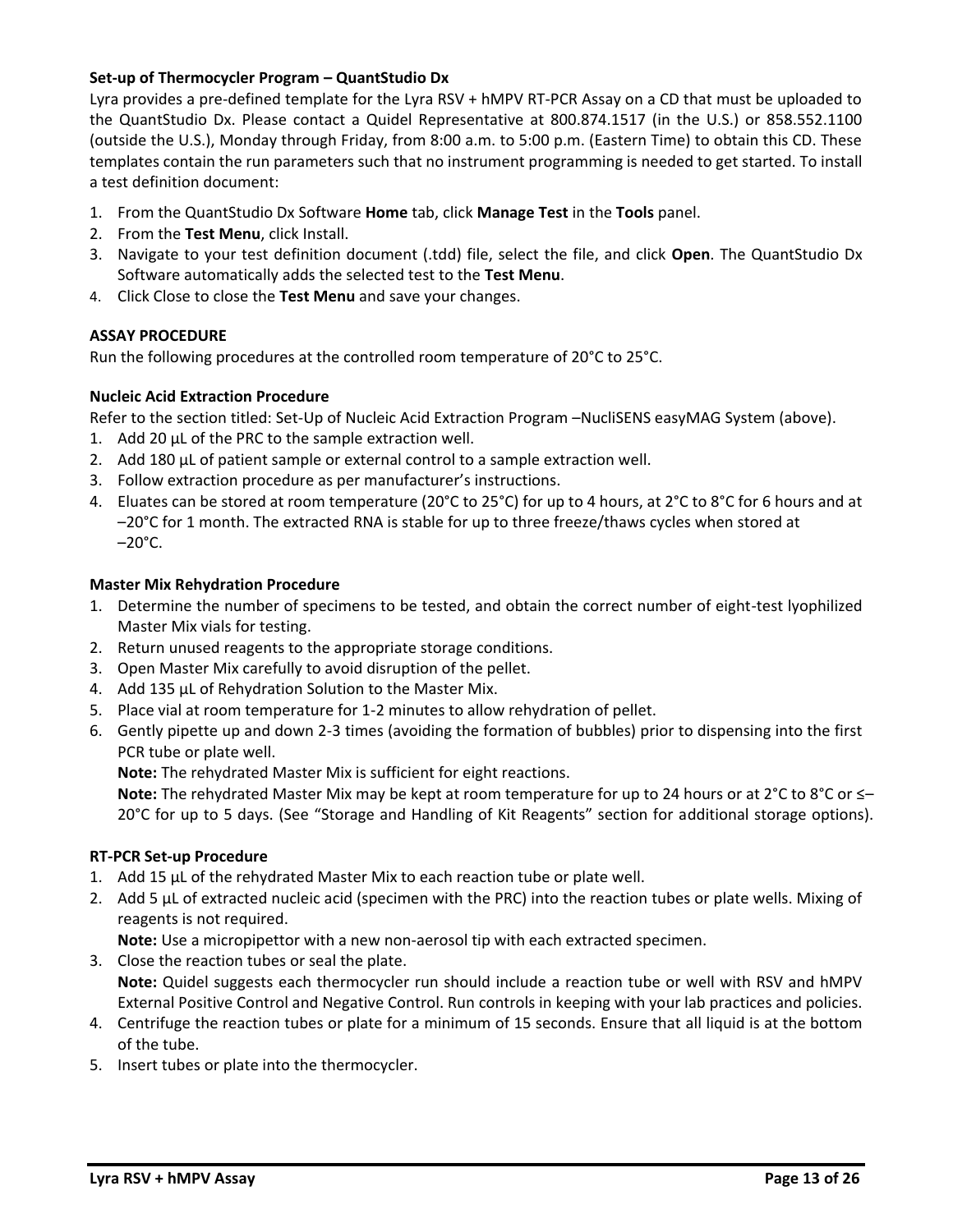**Set-up of Thermocycler Program – QuantStudio Dx**

Lyra provides a pre-defined template for the Lyra RSV + hMPV RT-PCR Assay on a CD that must be uploaded to the QuantStudio Dx. Please contact a Quidel Representative at 800.874.1517 (in the U.S.) or 858.552.1100 (outside the U.S.), Monday through Friday, from 8:00 a.m. to 5:00 p.m. (Eastern Time) to obtain this CD. These templates contain the run parameters such that no instrument programming is needed to get started. To install a test definition document:

1. From the QuantStudio Dx Software **Home** tab, click **Manage Test** in the **Tools** panel.
2. From the **Test Menu**, click Install.
3. Navigate to your test definition document (.tdd) file, select the file, and click **Open**. The QuantStudio Dx Software automatically adds the selected test to the **Test Menu**.
4. Click Close to close the **Test Menu** and save your changes.

**ASSAY PROCEDURE**

Run the following procedures at the controlled room temperature of 20°C to 25°C.

**Nucleic Acid Extraction Procedure**

Refer to the section titled: Set-Up of Nucleic Acid Extraction Program –NucliSENS easyMAG System (above).

1. Add 20 µL of the PRC to the sample extraction well.
2. Add 180 µL of patient sample or external control to a sample extraction well.
3. Follow extraction procedure as per manufacturer's instructions.
4. Eluates can be stored at room temperature (20°C to 25°C) for up to 4 hours, at 2°C to 8°C for 6 hours and at –20°C for 1 month. The extracted RNA is stable for up to three freeze/thaws cycles when stored at –20°C.

**Master Mix Rehydration Procedure**

1. Determine the number of specimens to be tested, and obtain the correct number of eight-test lyophilized Master Mix vials for testing.
2. Return unused reagents to the appropriate storage conditions.
3. Open Master Mix carefully to avoid disruption of the pellet.
4. Add 135 µL of Rehydration Solution to the Master Mix.
5. Place vial at room temperature for 1-2 minutes to allow rehydration of pellet.
6. Gently pipette up and down 2-3 times (avoiding the formation of bubbles) prior to dispensing into the first PCR tube or plate well.

   **Note:** The rehydrated Master Mix is sufficient for eight reactions.

   **Note:** The rehydrated Master Mix may be kept at room temperature for up to 24 hours or at 2°C to 8°C or ≤–20°C for up to 5 days. (See "Storage and Handling of Kit Reagents" section for additional storage options).

**RT-PCR Set-up Procedure**

1. Add 15 µL of the rehydrated Master Mix to each reaction tube or plate well.
2. Add 5 µL of extracted nucleic acid (specimen with the PRC) into the reaction tubes or plate wells. Mixing of reagents is not required.

   **Note:** Use a micropipettor with a new non-aerosol tip with each extracted specimen.
3. Close the reaction tubes or seal the plate.

   **Note:** Quidel suggests each thermocycler run should include a reaction tube or well with RSV and hMPV External Positive Control and Negative Control. Run controls in keeping with your lab practices and policies.
4. Centrifuge the reaction tubes or plate for a minimum of 15 seconds. Ensure that all liquid is at the bottom of the tube.
5. Insert tubes or plate into the thermocycler.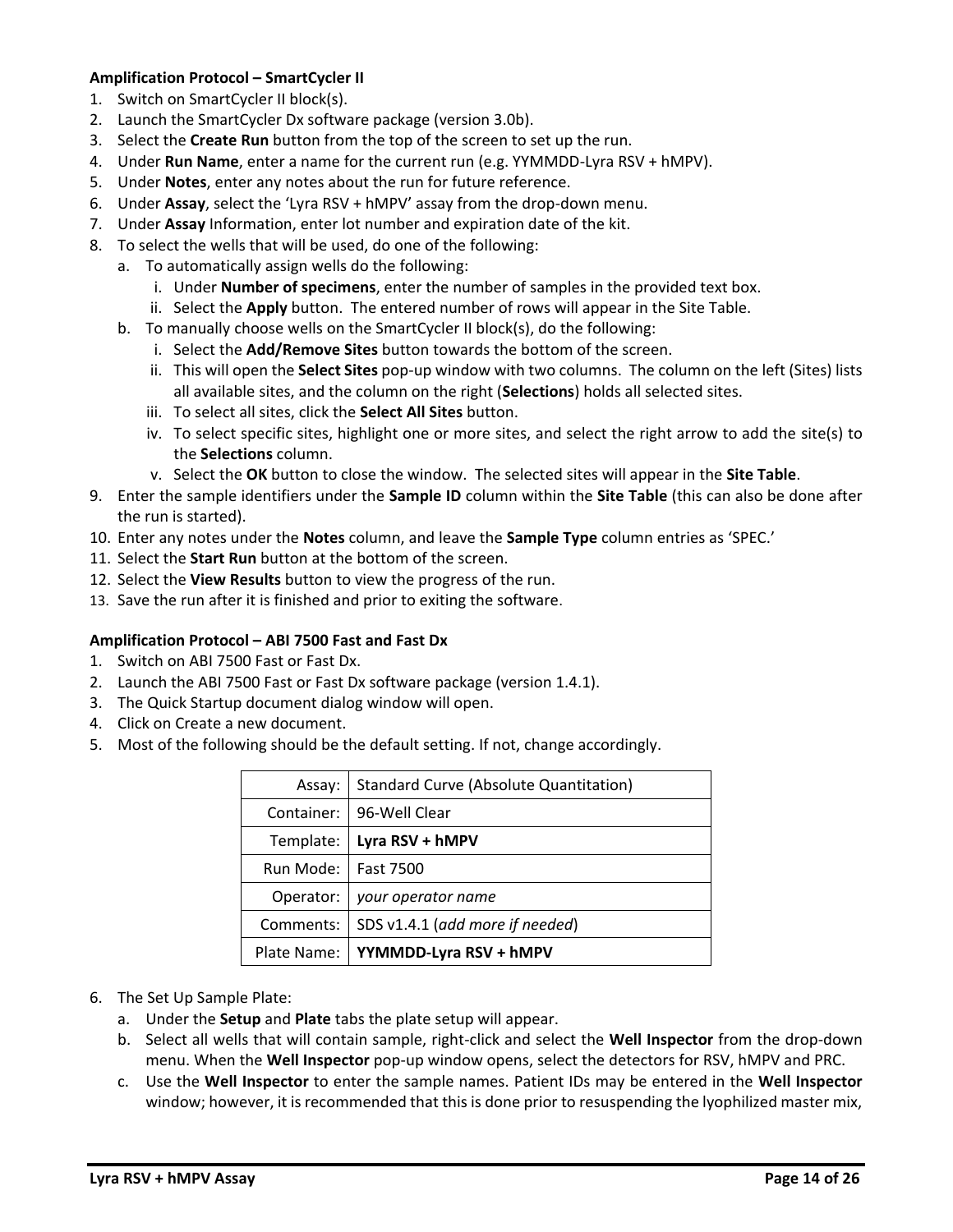**Amplification Protocol – SmartCycler II**

1. Switch on SmartCycler II block(s).
2. Launch the SmartCycler Dx software package (version 3.0b).
3. Select the **Create Run** button from the top of the screen to set up the run.
4. Under **Run Name**, enter a name for the current run (e.g. YYMMDD-Lyra RSV + hMPV).
5. Under **Notes**, enter any notes about the run for future reference.
6. Under **Assay**, select the 'Lyra RSV + hMPV' assay from the drop-down menu.
7. Under **Assay** Information, enter lot number and expiration date of the kit.
8. To select the wells that will be used, do one of the following:
   a. To automatically assign wells do the following:
      i. Under **Number of specimens**, enter the number of samples in the provided text box.
      ii. Select the **Apply** button. The entered number of rows will appear in the Site Table.
   b. To manually choose wells on the SmartCycler II block(s), do the following:
      i. Select the **Add/Remove Sites** button towards the bottom of the screen.
      ii. This will open the **Select Sites** pop-up window with two columns. The column on the left (Sites) lists all available sites, and the column on the right (**Selections**) holds all selected sites.
      iii. To select all sites, click the **Select All Sites** button.
      iv. To select specific sites, highlight one or more sites, and select the right arrow to add the site(s) to the **Selections** column.
      v. Select the **OK** button to close the window. The selected sites will appear in the **Site Table**.
9. Enter the sample identifiers under the **Sample ID** column within the **Site Table** (this can also be done after the run is started).
10. Enter any notes under the **Notes** column, and leave the **Sample Type** column entries as 'SPEC.'
11. Select the **Start Run** button at the bottom of the screen.
12. Select the **View Results** button to view the progress of the run.
13. Save the run after it is finished and prior to exiting the software.

**Amplification Protocol – ABI 7500 Fast and Fast Dx**

1. Switch on ABI 7500 Fast or Fast Dx.
2. Launch the ABI 7500 Fast or Fast Dx software package (version 1.4.1).
3. The Quick Startup document dialog window will open.
4. Click on Create a new document.
5. Most of the following should be the default setting. If not, change accordingly.

| | |
|---|---|
| Assay: | Standard Curve (Absolute Quantitation) |
| Container: | 96-Well Clear |
| Template: | **Lyra RSV + hMPV** |
| Run Mode: | Fast 7500 |
| Operator: | *your operator name* |
| Comments: | SDS v1.4.1 (*add more if needed*) |
| Plate Name: | **YYMMDD-Lyra RSV + hMPV** |

6. The Set Up Sample Plate:
   a. Under the **Setup** and **Plate** tabs the plate setup will appear.
   b. Select all wells that will contain sample, right-click and select the **Well Inspector** from the drop-down menu. When the **Well Inspector** pop-up window opens, select the detectors for RSV, hMPV and PRC.
   c. Use the **Well Inspector** to enter the sample names. Patient IDs may be entered in the **Well Inspector** window; however, it is recommended that this is done prior to resuspending the lyophilized master mix,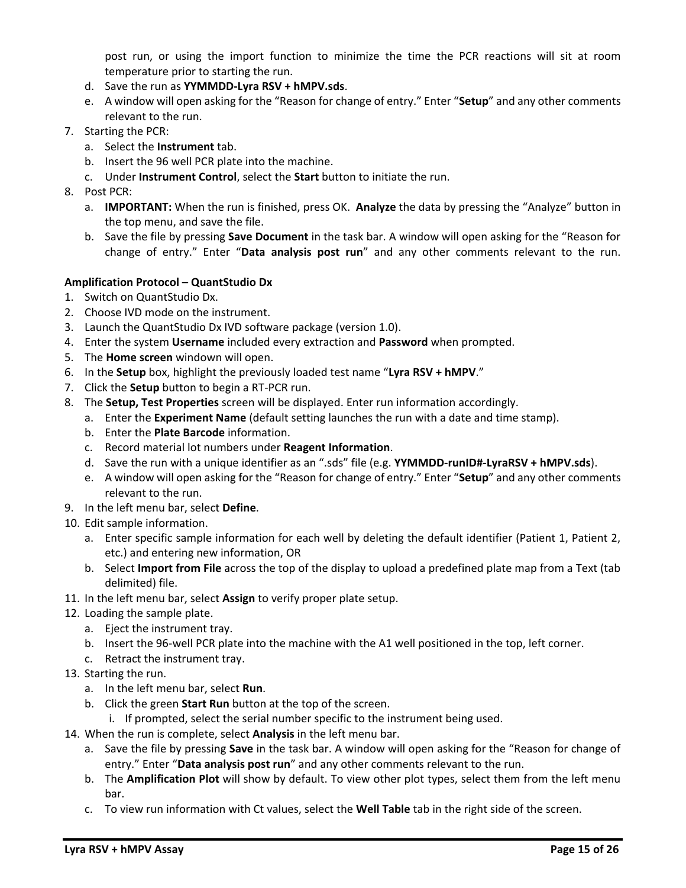post run, or using the import function to minimize the time the PCR reactions will sit at room temperature prior to starting the run.

   d. Save the run as **YYMMDD-Lyra RSV + hMPV.sds**.
   e. A window will open asking for the "Reason for change of entry." Enter "**Setup**" and any other comments relevant to the run.

7. Starting the PCR:
   a. Select the **Instrument** tab.
   b. Insert the 96 well PCR plate into the machine.
   c. Under **Instrument Control**, select the **Start** button to initiate the run.
8. Post PCR:
   a. **IMPORTANT:** When the run is finished, press OK. **Analyze** the data by pressing the "Analyze" button in the top menu, and save the file.
   b. Save the file by pressing **Save Document** in the task bar. A window will open asking for the "Reason for change of entry." Enter "**Data analysis post run**" and any other comments relevant to the run.

**Amplification Protocol – QuantStudio Dx**

1. Switch on QuantStudio Dx.
2. Choose IVD mode on the instrument.
3. Launch the QuantStudio Dx IVD software package (version 1.0).
4. Enter the system **Username** included every extraction and **Password** when prompted.
5. The **Home screen** windown will open.
6. In the **Setup** box, highlight the previously loaded test name "**Lyra RSV + hMPV**."
7. Click the **Setup** button to begin a RT-PCR run.
8. The **Setup, Test Properties** screen will be displayed. Enter run information accordingly.
   a. Enter the **Experiment Name** (default setting launches the run with a date and time stamp).
   b. Enter the **Plate Barcode** information.
   c. Record material lot numbers under **Reagent Information**.
   d. Save the run with a unique identifier as an ".sds" file (e.g. **YYMMDD-runID#-LyraRSV + hMPV.sds**).
   e. A window will open asking for the "Reason for change of entry." Enter "**Setup**" and any other comments relevant to the run.
9. In the left menu bar, select **Define**.
10. Edit sample information.
    a. Enter specific sample information for each well by deleting the default identifier (Patient 1, Patient 2, etc.) and entering new information, OR
    b. Select **Import from File** across the top of the display to upload a predefined plate map from a Text (tab delimited) file.
11. In the left menu bar, select **Assign** to verify proper plate setup.
12. Loading the sample plate.
    a. Eject the instrument tray.
    b. Insert the 96-well PCR plate into the machine with the A1 well positioned in the top, left corner.
    c. Retract the instrument tray.
13. Starting the run.
    a. In the left menu bar, select **Run**.
    b. Click the green **Start Run** button at the top of the screen.
       i. If prompted, select the serial number specific to the instrument being used.
14. When the run is complete, select **Analysis** in the left menu bar.
    a. Save the file by pressing **Save** in the task bar. A window will open asking for the "Reason for change of entry." Enter "**Data analysis post run**" and any other comments relevant to the run.
    b. The **Amplification Plot** will show by default. To view other plot types, select them from the left menu bar.
    c. To view run information with Ct values, select the **Well Table** tab in the right side of the screen.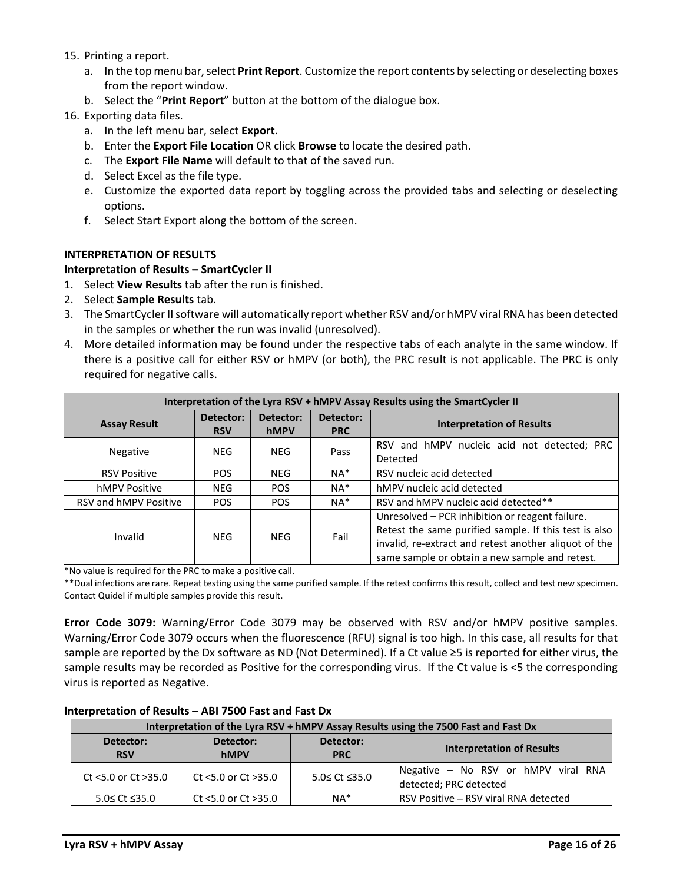15. Printing a report.
    a. In the top menu bar, select **Print Report**. Customize the report contents by selecting or deselecting boxes from the report window.
    b. Select the "**Print Report**" button at the bottom of the dialogue box.
16. Exporting data files.
    a. In the left menu bar, select **Export**.
    b. Enter the **Export File Location** OR click **Browse** to locate the desired path.
    c. The **Export File Name** will default to that of the saved run.
    d. Select Excel as the file type.
    e. Customize the exported data report by toggling across the provided tabs and selecting or deselecting options.
    f. Select Start Export along the bottom of the screen.

## INTERPRETATION OF RESULTS

### Interpretation of Results – SmartCycler II

1. Select **View Results** tab after the run is finished.
2. Select **Sample Results** tab.
3. The SmartCycler II software will automatically report whether RSV and/or hMPV viral RNA has been detected in the samples or whether the run was invalid (unresolved).
4. More detailed information may be found under the respective tabs of each analyte in the same window. If there is a positive call for either RSV or hMPV (or both), the PRC result is not applicable. The PRC is only required for negative calls.

| Interpretation of the Lyra RSV + hMPV Assay Results using the SmartCycler II | | | | |
|---|---|---|---|---|
| **Assay Result** | **Detector: RSV** | **Detector: hMPV** | **Detector: PRC** | **Interpretation of Results** |
| Negative | NEG | NEG | Pass | RSV and hMPV nucleic acid not detected; PRC Detected |
| RSV Positive | POS | NEG | NA* | RSV nucleic acid detected |
| hMPV Positive | NEG | POS | NA* | hMPV nucleic acid detected |
| RSV and hMPV Positive | POS | POS | NA* | RSV and hMPV nucleic acid detected** |
| Invalid | NEG | NEG | Fail | Unresolved – PCR inhibition or reagent failure. Retest the same purified sample. If this test is also invalid, re-extract and retest another aliquot of the same sample or obtain a new sample and retest. |

*No value is required for the PRC to make a positive call.

**Dual infections are rare. Repeat testing using the same purified sample. If the retest confirms this result, collect and test new specimen. Contact Quidel if multiple samples provide this result.

**Error Code 3079:** Warning/Error Code 3079 may be observed with RSV and/or hMPV positive samples. Warning/Error Code 3079 occurs when the fluorescence (RFU) signal is too high. In this case, all results for that sample are reported by the Dx software as ND (Not Determined). If a Ct value ≥5 is reported for either virus, the sample results may be recorded as Positive for the corresponding virus. If the Ct value is <5 the corresponding virus is reported as Negative.

### Interpretation of Results – ABI 7500 Fast and Fast Dx

| Interpretation of the Lyra RSV + hMPV Assay Results using the 7500 Fast and Fast Dx | | | |
|---|---|---|---|
| **Detector: RSV** | **Detector: hMPV** | **Detector: PRC** | **Interpretation of Results** |
| Ct <5.0 or Ct >35.0 | Ct <5.0 or Ct >35.0 | 5.0≤ Ct ≤35.0 | Negative – No RSV or hMPV viral RNA detected; PRC detected |
| 5.0≤ Ct ≤35.0 | Ct <5.0 or Ct >35.0 | NA* | RSV Positive – RSV viral RNA detected |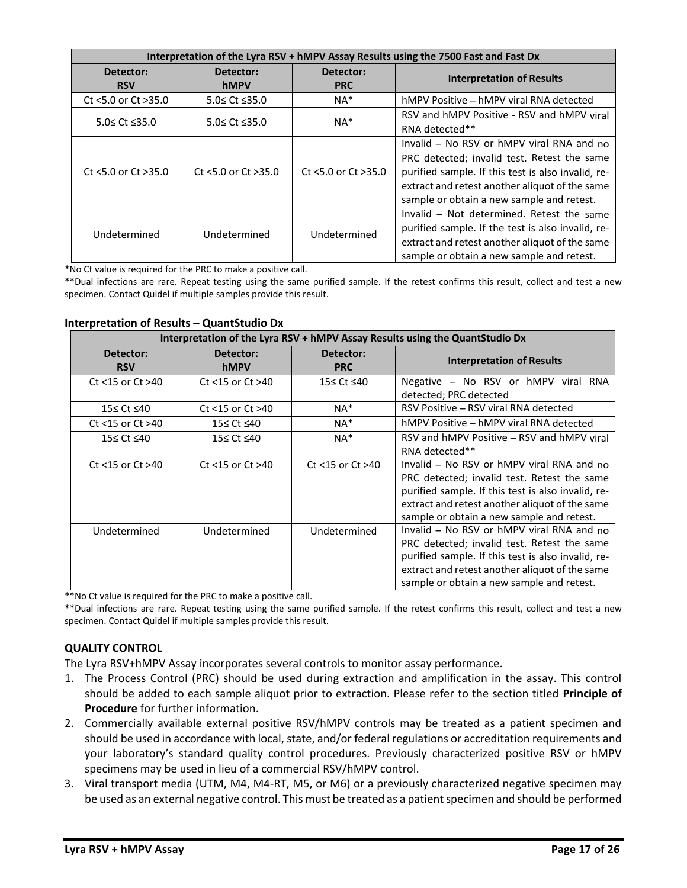| Interpretation of the Lyra RSV + hMPV Assay Results using the 7500 Fast and Fast Dx | | | |
|---|---|---|---|
| **Detector: RSV** | **Detector: hMPV** | **Detector: PRC** | **Interpretation of Results** |
| Ct <5.0 or Ct >35.0 | 5.0≤ Ct ≤35.0 | NA* | hMPV Positive – hMPV viral RNA detected |
| 5.0≤ Ct ≤35.0 | 5.0≤ Ct ≤35.0 | NA* | RSV and hMPV Positive - RSV and hMPV viral RNA detected** |
| Ct <5.0 or Ct >35.0 | Ct <5.0 or Ct >35.0 | Ct <5.0 or Ct >35.0 | Invalid – No RSV or hMPV viral RNA and no PRC detected; invalid test. Retest the same purified sample. If this test is also invalid, re-extract and retest another aliquot of the same sample or obtain a new sample and retest. |
| Undetermined | Undetermined | Undetermined | Invalid – Not determined. Retest the same purified sample. If the test is also invalid, re-extract and retest another aliquot of the same sample or obtain a new sample and retest. |

*No Ct value is required for the PRC to make a positive call.

**Dual infections are rare. Repeat testing using the same purified sample. If the retest confirms this result, collect and test a new specimen. Contact Quidel if multiple samples provide this result.

**Interpretation of Results – QuantStudio Dx**

| Interpretation of the Lyra RSV + hMPV Assay Results using the QuantStudio Dx | | | |
|---|---|---|---|
| **Detector: RSV** | **Detector: hMPV** | **Detector: PRC** | **Interpretation of Results** |
| Ct <15 or Ct >40 | Ct <15 or Ct >40 | 15≤ Ct ≤40 | Negative – No RSV or hMPV viral RNA detected; PRC detected |
| 15≤ Ct ≤40 | Ct <15 or Ct >40 | NA* | RSV Positive – RSV viral RNA detected |
| Ct <15 or Ct >40 | 15≤ Ct ≤40 | NA* | hMPV Positive – hMPV viral RNA detected |
| 15≤ Ct ≤40 | 15≤ Ct ≤40 | NA* | RSV and hMPV Positive – RSV and hMPV viral RNA detected** |
| Ct <15 or Ct >40 | Ct <15 or Ct >40 | Ct <15 or Ct >40 | Invalid – No RSV or hMPV viral RNA and no PRC detected; invalid test. Retest the same purified sample. If this test is also invalid, re-extract and retest another aliquot of the same sample or obtain a new sample and retest. |
| Undetermined | Undetermined | Undetermined | Invalid – No RSV or hMPV viral RNA and no PRC detected; invalid test. Retest the same purified sample. If this test is also invalid, re-extract and retest another aliquot of the same sample or obtain a new sample and retest. |

**No Ct value is required for the PRC to make a positive call.

**Dual infections are rare. Repeat testing using the same purified sample. If the retest confirms this result, collect and test a new specimen. Contact Quidel if multiple samples provide this result.

## QUALITY CONTROL

The Lyra RSV+hMPV Assay incorporates several controls to monitor assay performance.

1. The Process Control (PRC) should be used during extraction and amplification in the assay. This control should be added to each sample aliquot prior to extraction. Please refer to the section titled **Principle of Procedure** for further information.
2. Commercially available external positive RSV/hMPV controls may be treated as a patient specimen and should be used in accordance with local, state, and/or federal regulations or accreditation requirements and your laboratory's standard quality control procedures. Previously characterized positive RSV or hMPV specimens may be used in lieu of a commercial RSV/hMPV control.
3. Viral transport media (UTM, M4, M4-RT, M5, or M6) or a previously characterized negative specimen may be used as an external negative control. This must be treated as a patient specimen and should be performed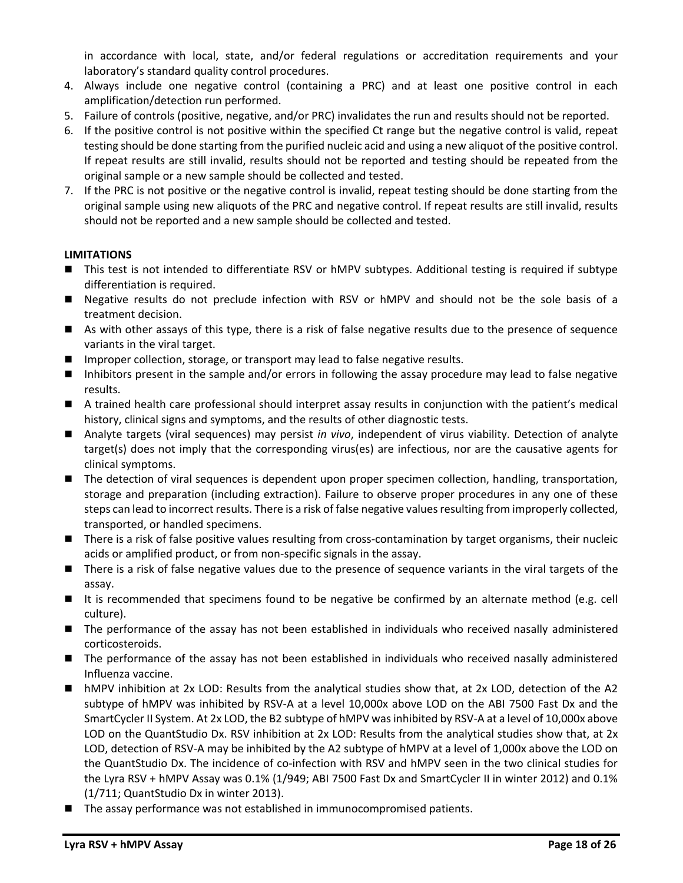in accordance with local, state, and/or federal regulations or accreditation requirements and your laboratory's standard quality control procedures.

4. Always include one negative control (containing a PRC) and at least one positive control in each amplification/detection run performed.
5. Failure of controls (positive, negative, and/or PRC) invalidates the run and results should not be reported.
6. If the positive control is not positive within the specified Ct range but the negative control is valid, repeat testing should be done starting from the purified nucleic acid and using a new aliquot of the positive control. If repeat results are still invalid, results should not be reported and testing should be repeated from the original sample or a new sample should be collected and tested.
7. If the PRC is not positive or the negative control is invalid, repeat testing should be done starting from the original sample using new aliquots of the PRC and negative control. If repeat results are still invalid, results should not be reported and a new sample should be collected and tested.

**LIMITATIONS**

- This test is not intended to differentiate RSV or hMPV subtypes. Additional testing is required if subtype differentiation is required.
- Negative results do not preclude infection with RSV or hMPV and should not be the sole basis of a treatment decision.
- As with other assays of this type, there is a risk of false negative results due to the presence of sequence variants in the viral target.
- Improper collection, storage, or transport may lead to false negative results.
- Inhibitors present in the sample and/or errors in following the assay procedure may lead to false negative results.
- A trained health care professional should interpret assay results in conjunction with the patient's medical history, clinical signs and symptoms, and the results of other diagnostic tests.
- Analyte targets (viral sequences) may persist *in vivo*, independent of virus viability. Detection of analyte target(s) does not imply that the corresponding virus(es) are infectious, nor are the causative agents for clinical symptoms.
- The detection of viral sequences is dependent upon proper specimen collection, handling, transportation, storage and preparation (including extraction). Failure to observe proper procedures in any one of these steps can lead to incorrect results. There is a risk of false negative values resulting from improperly collected, transported, or handled specimens.
- There is a risk of false positive values resulting from cross-contamination by target organisms, their nucleic acids or amplified product, or from non-specific signals in the assay.
- There is a risk of false negative values due to the presence of sequence variants in the viral targets of the assay.
- It is recommended that specimens found to be negative be confirmed by an alternate method (e.g. cell culture).
- The performance of the assay has not been established in individuals who received nasally administered corticosteroids.
- The performance of the assay has not been established in individuals who received nasally administered Influenza vaccine.
- hMPV inhibition at 2x LOD: Results from the analytical studies show that, at 2x LOD, detection of the A2 subtype of hMPV was inhibited by RSV-A at a level 10,000x above LOD on the ABI 7500 Fast Dx and the SmartCycler II System. At 2x LOD, the B2 subtype of hMPV was inhibited by RSV-A at a level of 10,000x above LOD on the QuantStudio Dx. RSV inhibition at 2x LOD: Results from the analytical studies show that, at 2x LOD, detection of RSV-A may be inhibited by the A2 subtype of hMPV at a level of 1,000x above the LOD on the QuantStudio Dx. The incidence of co-infection with RSV and hMPV seen in the two clinical studies for the Lyra RSV + hMPV Assay was 0.1% (1/949; ABI 7500 Fast Dx and SmartCycler II in winter 2012) and 0.1% (1/711; QuantStudio Dx in winter 2013).
- The assay performance was not established in immunocompromised patients.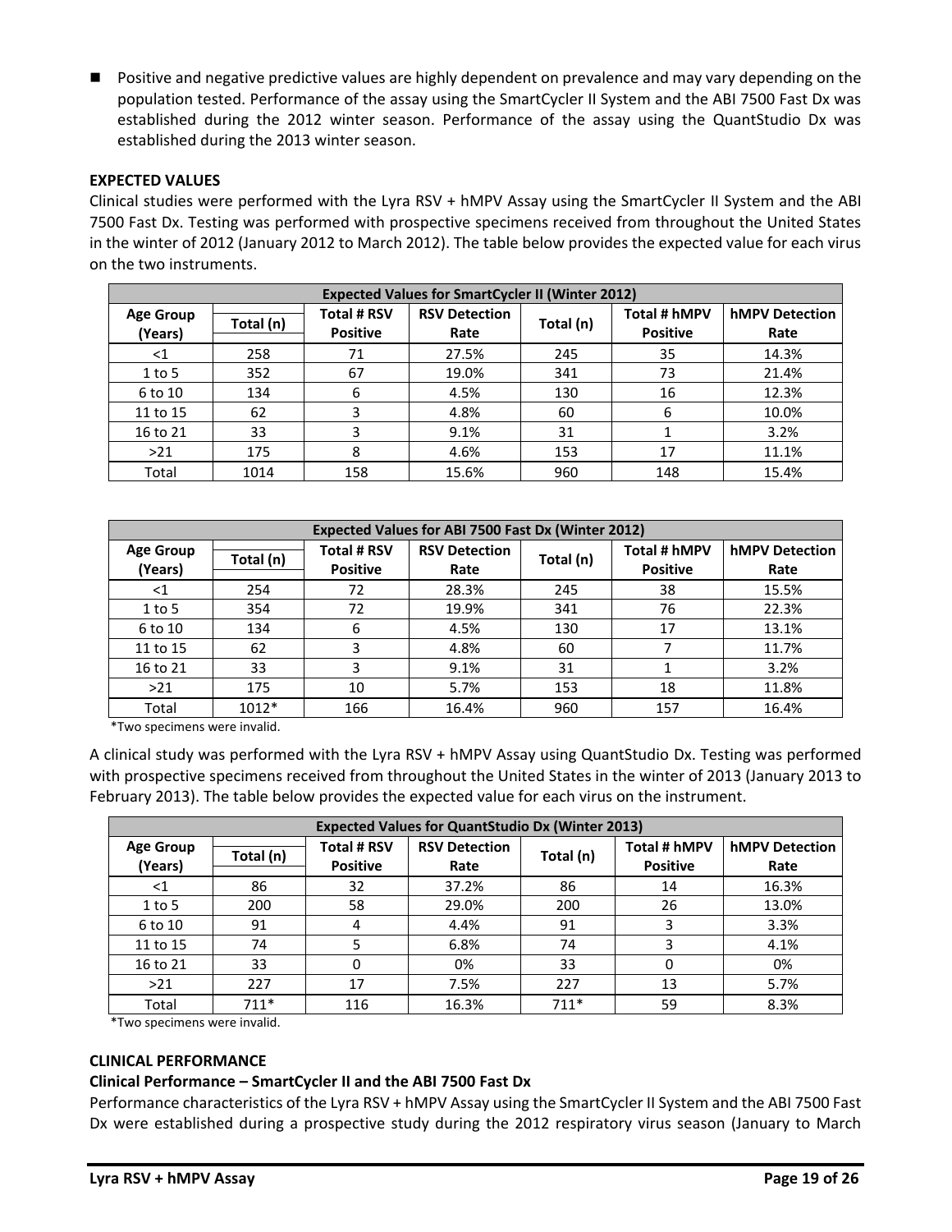- Positive and negative predictive values are highly dependent on prevalence and may vary depending on the population tested. Performance of the assay using the SmartCycler II System and the ABI 7500 Fast Dx was established during the 2012 winter season. Performance of the assay using the QuantStudio Dx was established during the 2013 winter season.

**EXPECTED VALUES**

Clinical studies were performed with the Lyra RSV + hMPV Assay using the SmartCycler II System and the ABI 7500 Fast Dx. Testing was performed with prospective specimens received from throughout the United States in the winter of 2012 (January 2012 to March 2012). The table below provides the expected value for each virus on the two instruments.

| Expected Values for SmartCycler II (Winter 2012) | | | | | | |
|---|---|---|---|---|---|---|
| Age Group (Years) | Total (n) | Total # RSV Positive | RSV Detection Rate | Total (n) | Total # hMPV Positive | hMPV Detection Rate |
| <1 | 258 | 71 | 27.5% | 245 | 35 | 14.3% |
| 1 to 5 | 352 | 67 | 19.0% | 341 | 73 | 21.4% |
| 6 to 10 | 134 | 6 | 4.5% | 130 | 16 | 12.3% |
| 11 to 15 | 62 | 3 | 4.8% | 60 | 6 | 10.0% |
| 16 to 21 | 33 | 3 | 9.1% | 31 | 1 | 3.2% |
| >21 | 175 | 8 | 4.6% | 153 | 17 | 11.1% |
| Total | 1014 | 158 | 15.6% | 960 | 148 | 15.4% |

| Expected Values for ABI 7500 Fast Dx (Winter 2012) | | | | | | |
|---|---|---|---|---|---|---|
| Age Group (Years) | Total (n) | Total # RSV Positive | RSV Detection Rate | Total (n) | Total # hMPV Positive | hMPV Detection Rate |
| <1 | 254 | 72 | 28.3% | 245 | 38 | 15.5% |
| 1 to 5 | 354 | 72 | 19.9% | 341 | 76 | 22.3% |
| 6 to 10 | 134 | 6 | 4.5% | 130 | 17 | 13.1% |
| 11 to 15 | 62 | 3 | 4.8% | 60 | 7 | 11.7% |
| 16 to 21 | 33 | 3 | 9.1% | 31 | 1 | 3.2% |
| >21 | 175 | 10 | 5.7% | 153 | 18 | 11.8% |
| Total | 1012* | 166 | 16.4% | 960 | 157 | 16.4% |

*Two specimens were invalid.

A clinical study was performed with the Lyra RSV + hMPV Assay using QuantStudio Dx. Testing was performed with prospective specimens received from throughout the United States in the winter of 2013 (January 2013 to February 2013). The table below provides the expected value for each virus on the instrument.

| Expected Values for QuantStudio Dx (Winter 2013) | | | | | | |
|---|---|---|---|---|---|---|
| Age Group (Years) | Total (n) | Total # RSV Positive | RSV Detection Rate | Total (n) | Total # hMPV Positive | hMPV Detection Rate |
| <1 | 86 | 32 | 37.2% | 86 | 14 | 16.3% |
| 1 to 5 | 200 | 58 | 29.0% | 200 | 26 | 13.0% |
| 6 to 10 | 91 | 4 | 4.4% | 91 | 3 | 3.3% |
| 11 to 15 | 74 | 5 | 6.8% | 74 | 3 | 4.1% |
| 16 to 21 | 33 | 0 | 0% | 33 | 0 | 0% |
| >21 | 227 | 17 | 7.5% | 227 | 13 | 5.7% |
| Total | 711* | 116 | 16.3% | 711* | 59 | 8.3% |

*Two specimens were invalid.

**CLINICAL PERFORMANCE**

**Clinical Performance – SmartCycler II and the ABI 7500 Fast Dx**

Performance characteristics of the Lyra RSV + hMPV Assay using the SmartCycler II System and the ABI 7500 Fast Dx were established during a prospective study during the 2012 respiratory virus season (January to March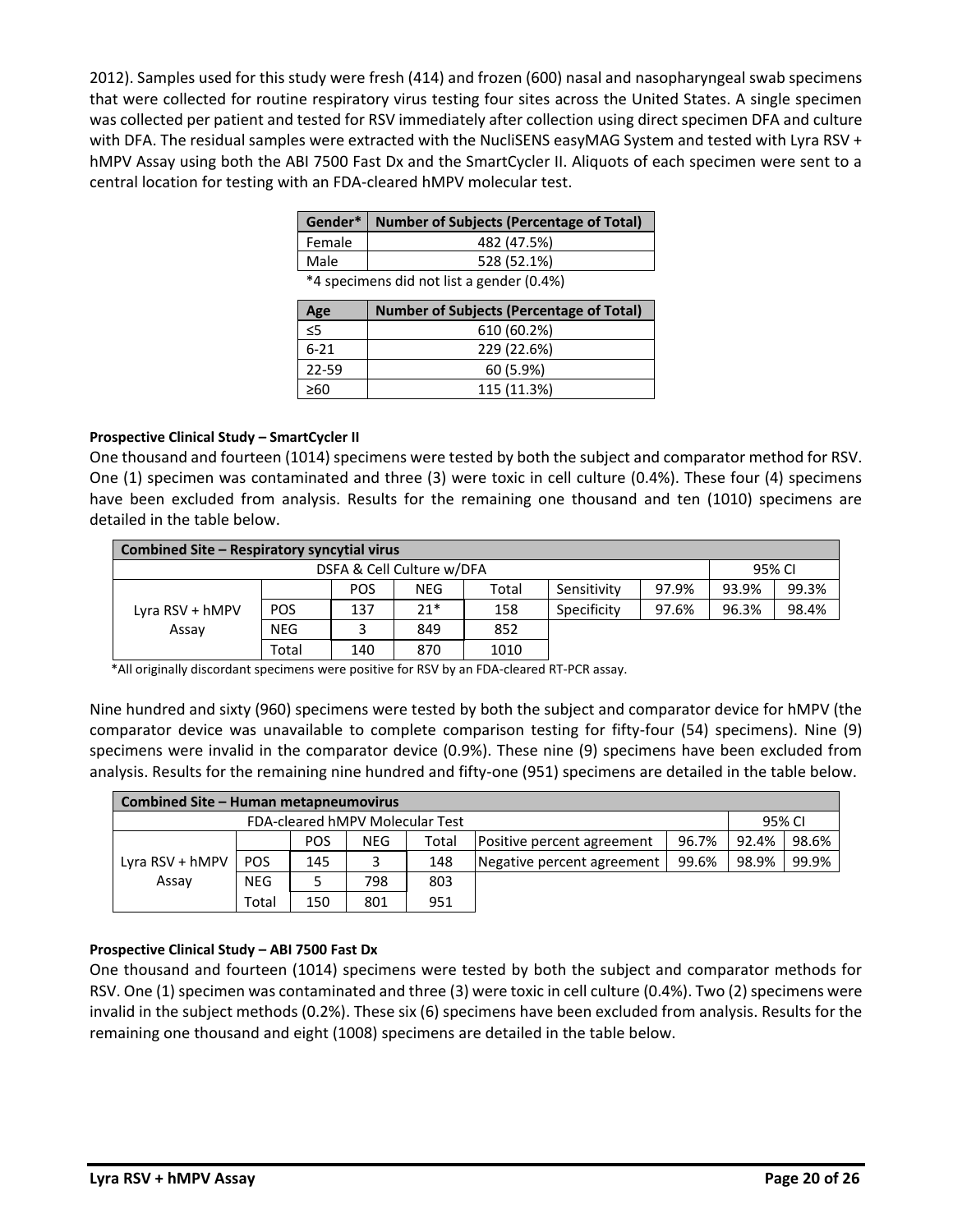2012). Samples used for this study were fresh (414) and frozen (600) nasal and nasopharyngeal swab specimens that were collected for routine respiratory virus testing four sites across the United States. A single specimen was collected per patient and tested for RSV immediately after collection using direct specimen DFA and culture with DFA. The residual samples were extracted with the NucliSENS easyMAG System and tested with Lyra RSV + hMPV Assay using both the ABI 7500 Fast Dx and the SmartCycler II. Aliquots of each specimen were sent to a central location for testing with an FDA-cleared hMPV molecular test.

| Gender* | Number of Subjects (Percentage of Total) |
|---|---|
| Female | 482 (47.5%) |
| Male | 528 (52.1%) |

*4 specimens did not list a gender (0.4%)

| Age | Number of Subjects (Percentage of Total) |
|---|---|
| ≤5 | 610 (60.2%) |
| 6-21 | 229 (22.6%) |
| 22-59 | 60 (5.9%) |
| ≥60 | 115 (11.3%) |

**Prospective Clinical Study – SmartCycler II**

One thousand and fourteen (1014) specimens were tested by both the subject and comparator method for RSV. One (1) specimen was contaminated and three (3) were toxic in cell culture (0.4%). These four (4) specimens have been excluded from analysis. Results for the remaining one thousand and ten (1010) specimens are detailed in the table below.

| Combined Site – Respiratory syncytial virus | | | | | | | | |
|---|---|---|---|---|---|---|---|---|
| DSFA & Cell Culture w/DFA | | | | | | | 95% CI | |
| | | POS | NEG | Total | Sensitivity | 97.9% | 93.9% | 99.3% |
| Lyra RSV + hMPV Assay | POS | 137 | 21* | 158 | Specificity | 97.6% | 96.3% | 98.4% |
| | NEG | 3 | 849 | 852 | | | | |
| | Total | 140 | 870 | 1010 | | | | |

*All originally discordant specimens were positive for RSV by an FDA-cleared RT-PCR assay.

Nine hundred and sixty (960) specimens were tested by both the subject and comparator device for hMPV (the comparator device was unavailable to complete comparison testing for fifty-four (54) specimens). Nine (9) specimens were invalid in the comparator device (0.9%). These nine (9) specimens have been excluded from analysis. Results for the remaining nine hundred and fifty-one (951) specimens are detailed in the table below.

| Combined Site – Human metapneumovirus | | | | | | | | |
|---|---|---|---|---|---|---|---|---|
| FDA-cleared hMPV Molecular Test | | | | | | | 95% CI | |
| | | POS | NEG | Total | Positive percent agreement | 96.7% | 92.4% | 98.6% |
| Lyra RSV + hMPV Assay | POS | 145 | 3 | 148 | Negative percent agreement | 99.6% | 98.9% | 99.9% |
| | NEG | 5 | 798 | 803 | | | | |
| | Total | 150 | 801 | 951 | | | | |

**Prospective Clinical Study – ABI 7500 Fast Dx**

One thousand and fourteen (1014) specimens were tested by both the subject and comparator methods for RSV. One (1) specimen was contaminated and three (3) were toxic in cell culture (0.4%). Two (2) specimens were invalid in the subject methods (0.2%). These six (6) specimens have been excluded from analysis. Results for the remaining one thousand and eight (1008) specimens are detailed in the table below.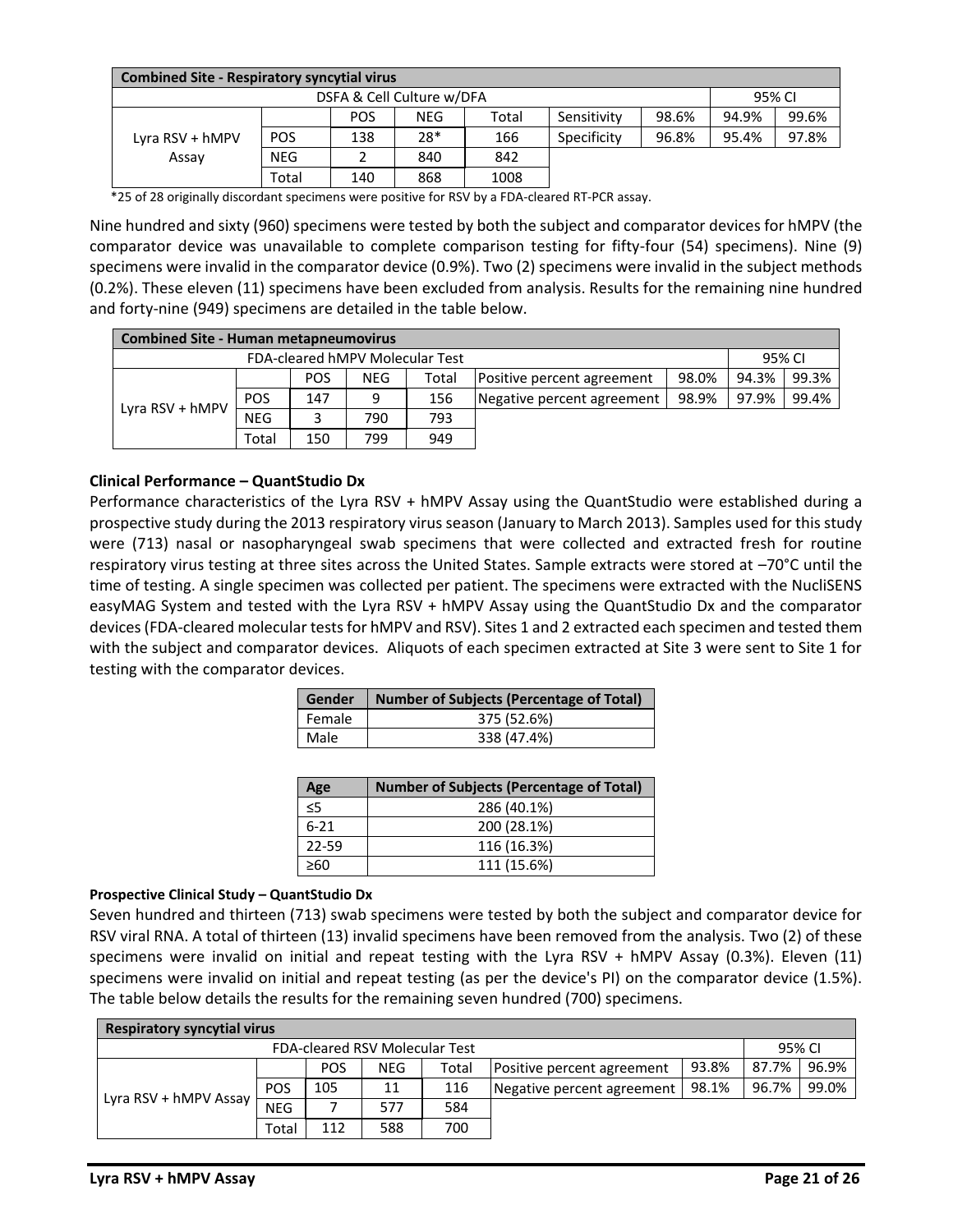| Combined Site - Respiratory syncytial virus | | | | | | | | |
|---|---|---|---|---|---|---|---|---|
| DSFA & Cell Culture w/DFA | | | | | | | 95% CI | |
| Lyra RSV + hMPV Assay | | POS | NEG | Total | Sensitivity | 98.6% | 94.9% | 99.6% |
| | POS | 138 | 28* | 166 | Specificity | 96.8% | 95.4% | 97.8% |
| | NEG | 2 | 840 | 842 | | | | |
| | Total | 140 | 868 | 1008 | | | | |

*25 of 28 originally discordant specimens were positive for RSV by a FDA-cleared RT-PCR assay.

Nine hundred and sixty (960) specimens were tested by both the subject and comparator devices for hMPV (the comparator device was unavailable to complete comparison testing for fifty-four (54) specimens). Nine (9) specimens were invalid in the comparator device (0.9%). Two (2) specimens were invalid in the subject methods (0.2%). These eleven (11) specimens have been excluded from analysis. Results for the remaining nine hundred and forty-nine (949) specimens are detailed in the table below.

| Combined Site - Human metapneumovirus | | | | | | | | |
|---|---|---|---|---|---|---|---|---|
| FDA-cleared hMPV Molecular Test | | | | | | | 95% CI | |
| Lyra RSV + hMPV | | POS | NEG | Total | Positive percent agreement | 98.0% | 94.3% | 99.3% |
| | POS | 147 | 9 | 156 | Negative percent agreement | 98.9% | 97.9% | 99.4% |
| | NEG | 3 | 790 | 793 | | | | |
| | Total | 150 | 799 | 949 | | | | |

**Clinical Performance – QuantStudio Dx**

Performance characteristics of the Lyra RSV + hMPV Assay using the QuantStudio were established during a prospective study during the 2013 respiratory virus season (January to March 2013). Samples used for this study were (713) nasal or nasopharyngeal swab specimens that were collected and extracted fresh for routine respiratory virus testing at three sites across the United States. Sample extracts were stored at –70°C until the time of testing. A single specimen was collected per patient. The specimens were extracted with the NucliSENS easyMAG System and tested with the Lyra RSV + hMPV Assay using the QuantStudio Dx and the comparator devices (FDA-cleared molecular tests for hMPV and RSV). Sites 1 and 2 extracted each specimen and tested them with the subject and comparator devices. Aliquots of each specimen extracted at Site 3 were sent to Site 1 for testing with the comparator devices.

| Gender | Number of Subjects (Percentage of Total) |
|---|---|
| Female | 375 (52.6%) |
| Male | 338 (47.4%) |

| Age | Number of Subjects (Percentage of Total) |
|---|---|
| ≤5 | 286 (40.1%) |
| 6-21 | 200 (28.1%) |
| 22-59 | 116 (16.3%) |
| ≥60 | 111 (15.6%) |

**Prospective Clinical Study – QuantStudio Dx**

Seven hundred and thirteen (713) swab specimens were tested by both the subject and comparator device for RSV viral RNA. A total of thirteen (13) invalid specimens have been removed from the analysis. Two (2) of these specimens were invalid on initial and repeat testing with the Lyra RSV + hMPV Assay (0.3%). Eleven (11) specimens were invalid on initial and repeat testing (as per the device's PI) on the comparator device (1.5%). The table below details the results for the remaining seven hundred (700) specimens.

| Respiratory syncytial virus | | | | | | | | |
|---|---|---|---|---|---|---|---|---|
| FDA-cleared RSV Molecular Test | | | | | | | 95% CI | |
| Lyra RSV + hMPV Assay | | POS | NEG | Total | Positive percent agreement | 93.8% | 87.7% | 96.9% |
| | POS | 105 | 11 | 116 | Negative percent agreement | 98.1% | 96.7% | 99.0% |
| | NEG | 7 | 577 | 584 | | | | |
| | Total | 112 | 588 | 700 | | | | |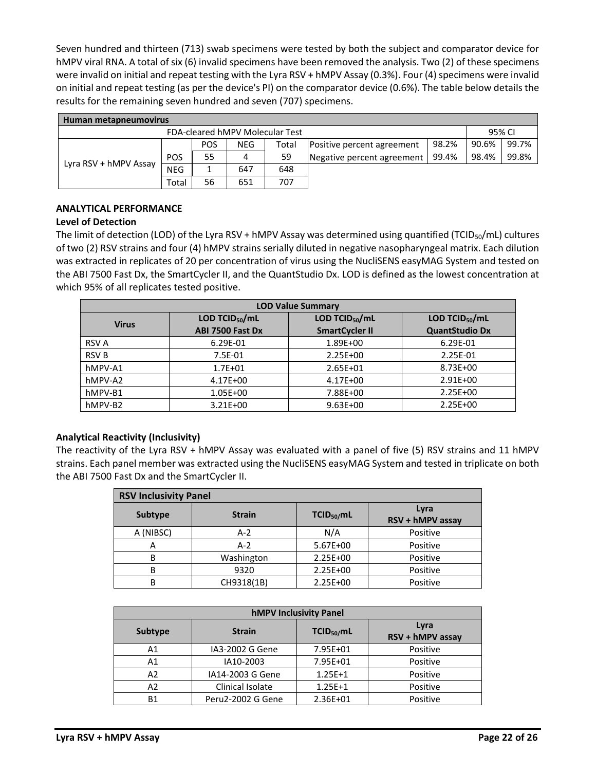Seven hundred and thirteen (713) swab specimens were tested by both the subject and comparator device for hMPV viral RNA. A total of six (6) invalid specimens have been removed the analysis. Two (2) of these specimens were invalid on initial and repeat testing with the Lyra RSV + hMPV Assay (0.3%). Four (4) specimens were invalid on initial and repeat testing (as per the device's PI) on the comparator device (0.6%). The table below details the results for the remaining seven hundred and seven (707) specimens.

| Human metapneumovirus | | | | | | | | |
|---|---|---|---|---|---|---|---|---|
| FDA-cleared hMPV Molecular Test | | | | | | | 95% CI | |
| Lyra RSV + hMPV Assay | | POS | NEG | Total | Positive percent agreement | 98.2% | 90.6% | 99.7% |
| | POS | 55 | 4 | 59 | Negative percent agreement | 99.4% | 98.4% | 99.8% |
| | NEG | 1 | 647 | 648 | | | | |
| | Total | 56 | 651 | 707 | | | | |

**ANALYTICAL PERFORMANCE**

**Level of Detection**

The limit of detection (LOD) of the Lyra RSV + hMPV Assay was determined using quantified ($TCID_{50}$/mL) cultures of two (2) RSV strains and four (4) hMPV strains serially diluted in negative nasopharyngeal matrix. Each dilution was extracted in replicates of 20 per concentration of virus using the NucliSENS easyMAG System and tested on the ABI 7500 Fast Dx, the SmartCycler II, and the QuantStudio Dx. LOD is defined as the lowest concentration at which 95% of all replicates tested positive.

| LOD Value Summary | | | |
|---|---|---|---|
| **Virus** | **LOD $TCID_{50}$/mL ABI 7500 Fast Dx** | **LOD $TCID_{50}$/mL SmartCycler II** | **LOD $TCID_{50}$/mL QuantStudio Dx** |
| RSV A | 6.29E-01 | 1.89E+00 | 6.29E-01 |
| RSV B | 7.5E-01 | 2.25E+00 | 2.25E-01 |
| hMPV-A1 | 1.7E+01 | 2.65E+01 | 8.73E+00 |
| hMPV-A2 | 4.17E+00 | 4.17E+00 | 2.91E+00 |
| hMPV-B1 | 1.05E+00 | 7.88E+00 | 2.25E+00 |
| hMPV-B2 | 3.21E+00 | 9.63E+00 | 2.25E+00 |

**Analytical Reactivity (Inclusivity)**

The reactivity of the Lyra RSV + hMPV Assay was evaluated with a panel of five (5) RSV strains and 11 hMPV strains. Each panel member was extracted using the NucliSENS easyMAG System and tested in triplicate on both the ABI 7500 Fast Dx and the SmartCycler II.

| RSV Inclusivity Panel | | | |
|---|---|---|---|
| **Subtype** | **Strain** | **$TCID_{50}$/mL** | **Lyra RSV + hMPV assay** |
| A (NIBSC) | A-2 | N/A | Positive |
| A | A-2 | 5.67E+00 | Positive |
| B | Washington | 2.25E+00 | Positive |
| B | 9320 | 2.25E+00 | Positive |
| B | CH9318(1B) | 2.25E+00 | Positive |

| hMPV Inclusivity Panel | | | |
|---|---|---|---|
| **Subtype** | **Strain** | **$TCID_{50}$/mL** | **Lyra RSV + hMPV assay** |
| A1 | IA3-2002 G Gene | 7.95E+01 | Positive |
| A1 | IA10-2003 | 7.95E+01 | Positive |
| A2 | IA14-2003 G Gene | 1.25E+1 | Positive |
| A2 | Clinical Isolate | 1.25E+1 | Positive |
| B1 | Peru2-2002 G Gene | 2.36E+01 | Positive |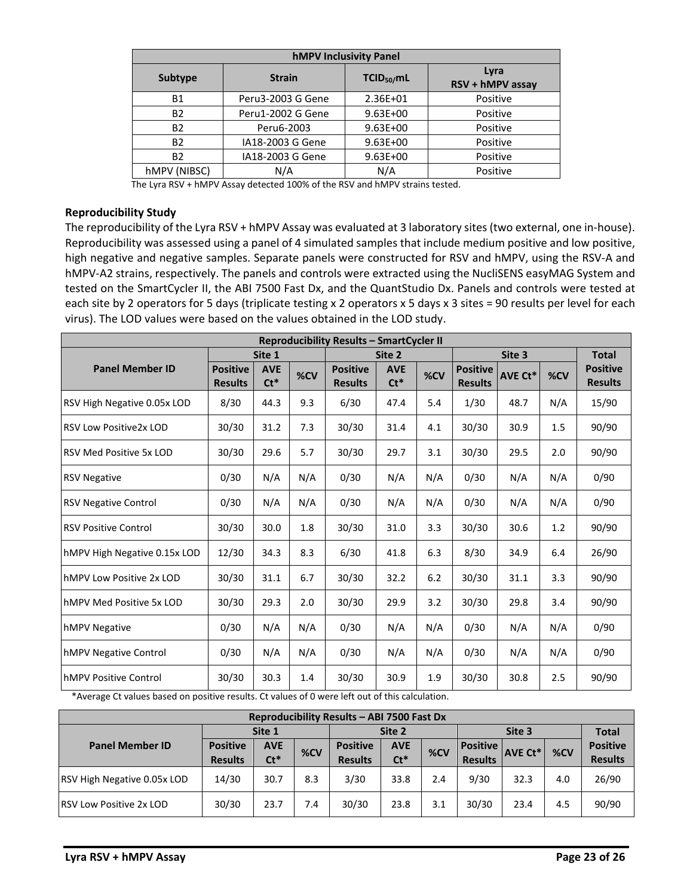| hMPV Inclusivity Panel | | | |
|---|---|---|---|
| Subtype | Strain | $TCID_{50}$/mL | Lyra RSV + hMPV assay |
| B1 | Peru3-2003 G Gene | 2.36E+01 | Positive |
| B2 | Peru1-2002 G Gene | 9.63E+00 | Positive |
| B2 | Peru6-2003 | 9.63E+00 | Positive |
| B2 | IA18-2003 G Gene | 9.63E+00 | Positive |
| B2 | IA18-2003 G Gene | 9.63E+00 | Positive |
| hMPV (NIBSC) | N/A | N/A | Positive |

The Lyra RSV + hMPV Assay detected 100% of the RSV and hMPV strains tested.

### Reproducibility Study

The reproducibility of the Lyra RSV + hMPV Assay was evaluated at 3 laboratory sites (two external, one in-house). Reproducibility was assessed using a panel of 4 simulated samples that include medium positive and low positive, high negative and negative samples. Separate panels were constructed for RSV and hMPV, using the RSV-A and hMPV-A2 strains, respectively. The panels and controls were extracted using the NucliSENS easyMAG System and tested on the SmartCycler II, the ABI 7500 Fast Dx, and the QuantStudio Dx. Panels and controls were tested at each site by 2 operators for 5 days (triplicate testing x 2 operators x 5 days x 3 sites = 90 results per level for each virus). The LOD values were based on the values obtained in the LOD study.

| Reproducibility Results – SmartCycler II | | | | | | | | | | |
|---|---|---|---|---|---|---|---|---|---|---|
| Panel Member ID | Site 1 | | | Site 2 | | | Site 3 | | | Total Positive Results |
| | Positive Results | AVE Ct* | %CV | Positive Results | AVE Ct* | %CV | Positive Results | AVE Ct* | %CV | |
| RSV High Negative 0.05x LOD | 8/30 | 44.3 | 9.3 | 6/30 | 47.4 | 5.4 | 1/30 | 48.7 | N/A | 15/90 |
| RSV Low Positive2x LOD | 30/30 | 31.2 | 7.3 | 30/30 | 31.4 | 4.1 | 30/30 | 30.9 | 1.5 | 90/90 |
| RSV Med Positive 5x LOD | 30/30 | 29.6 | 5.7 | 30/30 | 29.7 | 3.1 | 30/30 | 29.5 | 2.0 | 90/90 |
| RSV Negative | 0/30 | N/A | N/A | 0/30 | N/A | N/A | 0/30 | N/A | N/A | 0/90 |
| RSV Negative Control | 0/30 | N/A | N/A | 0/30 | N/A | N/A | 0/30 | N/A | N/A | 0/90 |
| RSV Positive Control | 30/30 | 30.0 | 1.8 | 30/30 | 31.0 | 3.3 | 30/30 | 30.6 | 1.2 | 90/90 |
| hMPV High Negative 0.15x LOD | 12/30 | 34.3 | 8.3 | 6/30 | 41.8 | 6.3 | 8/30 | 34.9 | 6.4 | 26/90 |
| hMPV Low Positive 2x LOD | 30/30 | 31.1 | 6.7 | 30/30 | 32.2 | 6.2 | 30/30 | 31.1 | 3.3 | 90/90 |
| hMPV Med Positive 5x LOD | 30/30 | 29.3 | 2.0 | 30/30 | 29.9 | 3.2 | 30/30 | 29.8 | 3.4 | 90/90 |
| hMPV Negative | 0/30 | N/A | N/A | 0/30 | N/A | N/A | 0/30 | N/A | N/A | 0/90 |
| hMPV Negative Control | 0/30 | N/A | N/A | 0/30 | N/A | N/A | 0/30 | N/A | N/A | 0/90 |
| hMPV Positive Control | 30/30 | 30.3 | 1.4 | 30/30 | 30.9 | 1.9 | 30/30 | 30.8 | 2.5 | 90/90 |

*Average Ct values based on positive results. Ct values of 0 were left out of this calculation.

| Reproducibility Results – ABI 7500 Fast Dx | | | | | | | | | | |
|---|---|---|---|---|---|---|---|---|---|---|
| Panel Member ID | Site 1 | | | Site 2 | | | Site 3 | | | Total Positive Results |
| | Positive Results | AVE Ct* | %CV | Positive Results | AVE Ct* | %CV | Positive Results | AVE Ct* | %CV | |
| RSV High Negative 0.05x LOD | 14/30 | 30.7 | 8.3 | 3/30 | 33.8 | 2.4 | 9/30 | 32.3 | 4.0 | 26/90 |
| RSV Low Positive 2x LOD | 30/30 | 23.7 | 7.4 | 30/30 | 23.8 | 3.1 | 30/30 | 23.4 | 4.5 | 90/90 |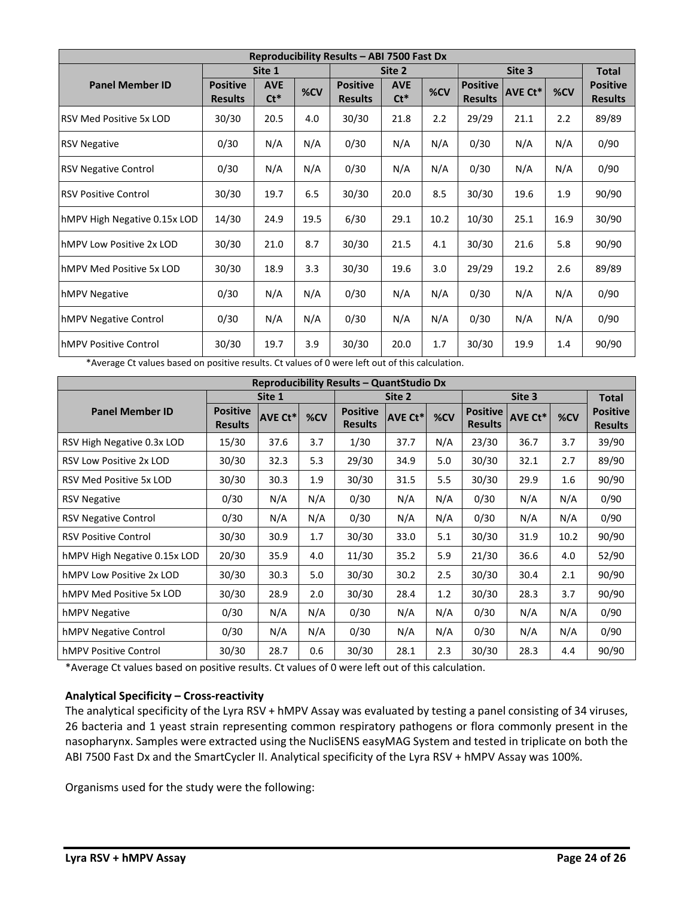| Reproducibility Results – ABI 7500 Fast Dx | | | | | | | | | | |
|---|---|---|---|---|---|---|---|---|---|---|
| Panel Member ID | Site 1 | | | Site 2 | | | Site 3 | | | Total |
| | Positive Results | AVE Ct* | %CV | Positive Results | AVE Ct* | %CV | Positive Results | AVE Ct* | %CV | Positive Results |
| RSV Med Positive 5x LOD | 30/30 | 20.5 | 4.0 | 30/30 | 21.8 | 2.2 | 29/29 | 21.1 | 2.2 | 89/89 |
| RSV Negative | 0/30 | N/A | N/A | 0/30 | N/A | N/A | 0/30 | N/A | N/A | 0/90 |
| RSV Negative Control | 0/30 | N/A | N/A | 0/30 | N/A | N/A | 0/30 | N/A | N/A | 0/90 |
| RSV Positive Control | 30/30 | 19.7 | 6.5 | 30/30 | 20.0 | 8.5 | 30/30 | 19.6 | 1.9 | 90/90 |
| hMPV High Negative 0.15x LOD | 14/30 | 24.9 | 19.5 | 6/30 | 29.1 | 10.2 | 10/30 | 25.1 | 16.9 | 30/90 |
| hMPV Low Positive 2x LOD | 30/30 | 21.0 | 8.7 | 30/30 | 21.5 | 4.1 | 30/30 | 21.6 | 5.8 | 90/90 |
| hMPV Med Positive 5x LOD | 30/30 | 18.9 | 3.3 | 30/30 | 19.6 | 3.0 | 29/29 | 19.2 | 2.6 | 89/89 |
| hMPV Negative | 0/30 | N/A | N/A | 0/30 | N/A | N/A | 0/30 | N/A | N/A | 0/90 |
| hMPV Negative Control | 0/30 | N/A | N/A | 0/30 | N/A | N/A | 0/30 | N/A | N/A | 0/90 |
| hMPV Positive Control | 30/30 | 19.7 | 3.9 | 30/30 | 20.0 | 1.7 | 30/30 | 19.9 | 1.4 | 90/90 |

*Average Ct values based on positive results. Ct values of 0 were left out of this calculation.

| Reproducibility Results – QuantStudio Dx | | | | | | | | | | |
|---|---|---|---|---|---|---|---|---|---|---|
| Panel Member ID | Site 1 | | | Site 2 | | | Site 3 | | | Total |
| | Positive Results | AVE Ct* | %CV | Positive Results | AVE Ct* | %CV | Positive Results | AVE Ct* | %CV | Positive Results |
| RSV High Negative 0.3x LOD | 15/30 | 37.6 | 3.7 | 1/30 | 37.7 | N/A | 23/30 | 36.7 | 3.7 | 39/90 |
| RSV Low Positive 2x LOD | 30/30 | 32.3 | 5.3 | 29/30 | 34.9 | 5.0 | 30/30 | 32.1 | 2.7 | 89/90 |
| RSV Med Positive 5x LOD | 30/30 | 30.3 | 1.9 | 30/30 | 31.5 | 5.5 | 30/30 | 29.9 | 1.6 | 90/90 |
| RSV Negative | 0/30 | N/A | N/A | 0/30 | N/A | N/A | 0/30 | N/A | N/A | 0/90 |
| RSV Negative Control | 0/30 | N/A | N/A | 0/30 | N/A | N/A | 0/30 | N/A | N/A | 0/90 |
| RSV Positive Control | 30/30 | 30.9 | 1.7 | 30/30 | 33.0 | 5.1 | 30/30 | 31.9 | 10.2 | 90/90 |
| hMPV High Negative 0.15x LOD | 20/30 | 35.9 | 4.0 | 11/30 | 35.2 | 5.9 | 21/30 | 36.6 | 4.0 | 52/90 |
| hMPV Low Positive 2x LOD | 30/30 | 30.3 | 5.0 | 30/30 | 30.2 | 2.5 | 30/30 | 30.4 | 2.1 | 90/90 |
| hMPV Med Positive 5x LOD | 30/30 | 28.9 | 2.0 | 30/30 | 28.4 | 1.2 | 30/30 | 28.3 | 3.7 | 90/90 |
| hMPV Negative | 0/30 | N/A | N/A | 0/30 | N/A | N/A | 0/30 | N/A | N/A | 0/90 |
| hMPV Negative Control | 0/30 | N/A | N/A | 0/30 | N/A | N/A | 0/30 | N/A | N/A | 0/90 |
| hMPV Positive Control | 30/30 | 28.7 | 0.6 | 30/30 | 28.1 | 2.3 | 30/30 | 28.3 | 4.4 | 90/90 |

*Average Ct values based on positive results. Ct values of 0 were left out of this calculation.

**Analytical Specificity – Cross-reactivity**

The analytical specificity of the Lyra RSV + hMPV Assay was evaluated by testing a panel consisting of 34 viruses, 26 bacteria and 1 yeast strain representing common respiratory pathogens or flora commonly present in the nasopharynx. Samples were extracted using the NucliSENS easyMAG System and tested in triplicate on both the ABI 7500 Fast Dx and the SmartCycler II. Analytical specificity of the Lyra RSV + hMPV Assay was 100%.

Organisms used for the study were the following: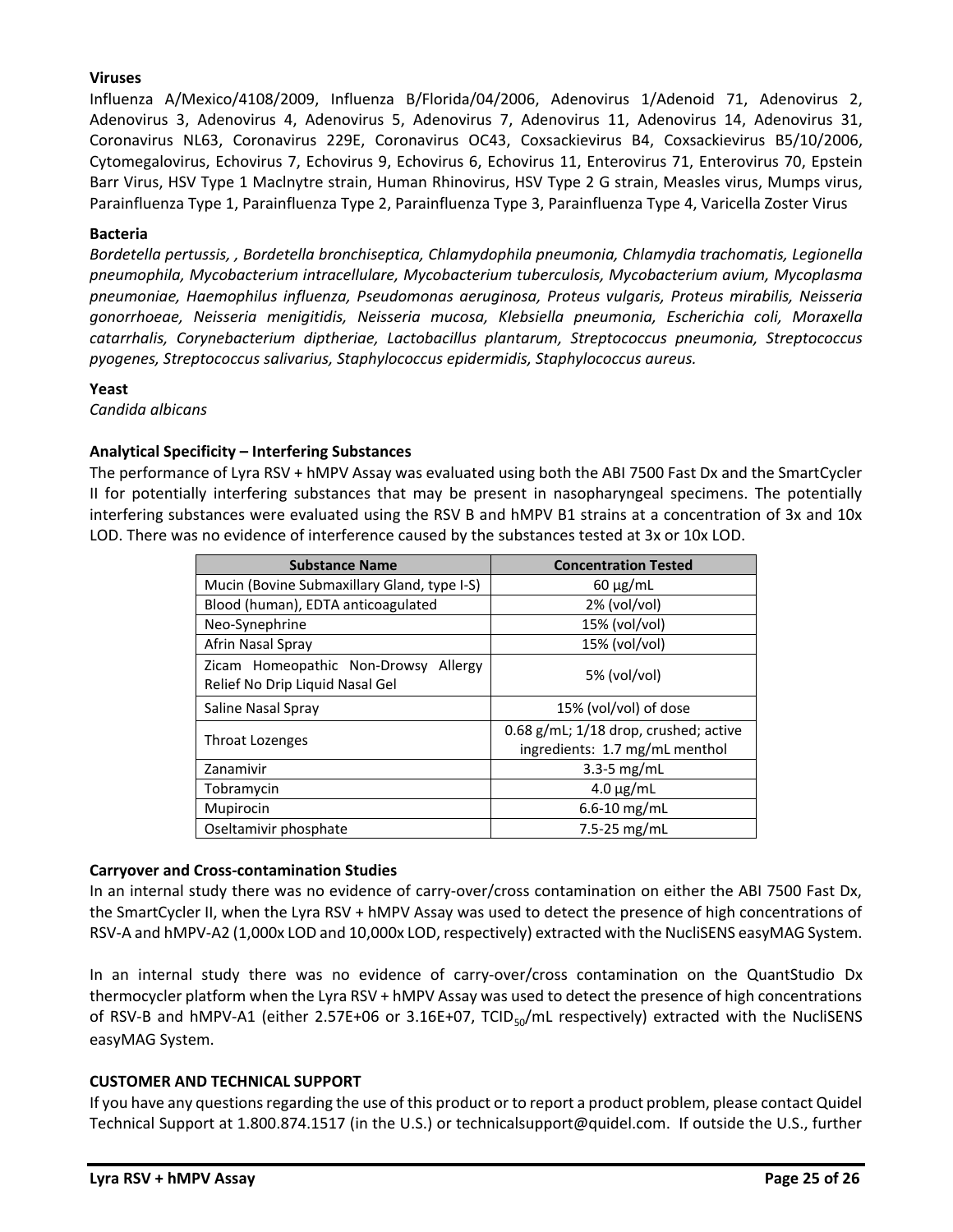**Viruses**

Influenza A/Mexico/4108/2009, Influenza B/Florida/04/2006, Adenovirus 1/Adenoid 71, Adenovirus 2, Adenovirus 3, Adenovirus 4, Adenovirus 5, Adenovirus 7, Adenovirus 11, Adenovirus 14, Adenovirus 31, Coronavirus NL63, Coronavirus 229E, Coronavirus OC43, Coxsackievirus B4, Coxsackievirus B5/10/2006, Cytomegalovirus, Echovirus 7, Echovirus 9, Echovirus 6, Echovirus 11, Enterovirus 71, Enterovirus 70, Epstein Barr Virus, HSV Type 1 Maclnytre strain, Human Rhinovirus, HSV Type 2 G strain, Measles virus, Mumps virus, Parainfluenza Type 1, Parainfluenza Type 2, Parainfluenza Type 3, Parainfluenza Type 4, Varicella Zoster Virus

**Bacteria**

*Bordetella pertussis, , Bordetella bronchiseptica, Chlamydophila pneumonia, Chlamydia trachomatis, Legionella pneumophila, Mycobacterium intracellulare, Mycobacterium tuberculosis, Mycobacterium avium, Mycoplasma pneumoniae, Haemophilus influenza, Pseudomonas aeruginosa, Proteus vulgaris, Proteus mirabilis, Neisseria gonorrhoeae, Neisseria menigitidis, Neisseria mucosa, Klebsiella pneumonia, Escherichia coli, Moraxella catarrhalis, Corynebacterium diptheriae, Lactobacillus plantarum, Streptococcus pneumonia, Streptococcus pyogenes, Streptococcus salivarius, Staphylococcus epidermidis, Staphylococcus aureus.*

**Yeast**

*Candida albicans*

**Analytical Specificity – Interfering Substances**

The performance of Lyra RSV + hMPV Assay was evaluated using both the ABI 7500 Fast Dx and the SmartCycler II for potentially interfering substances that may be present in nasopharyngeal specimens. The potentially interfering substances were evaluated using the RSV B and hMPV B1 strains at a concentration of 3x and 10x LOD. There was no evidence of interference caused by the substances tested at 3x or 10x LOD.

| Substance Name | Concentration Tested |
|---|---|
| Mucin (Bovine Submaxillary Gland, type I-S) | 60 µg/mL |
| Blood (human), EDTA anticoagulated | 2% (vol/vol) |
| Neo-Synephrine | 15% (vol/vol) |
| Afrin Nasal Spray | 15% (vol/vol) |
| Zicam Homeopathic Non-Drowsy Allergy Relief No Drip Liquid Nasal Gel | 5% (vol/vol) |
| Saline Nasal Spray | 15% (vol/vol) of dose |
| Throat Lozenges | 0.68 g/mL; 1/18 drop, crushed; active ingredients: 1.7 mg/mL menthol |
| Zanamivir | 3.3-5 mg/mL |
| Tobramycin | 4.0 µg/mL |
| Mupirocin | 6.6-10 mg/mL |
| Oseltamivir phosphate | 7.5-25 mg/mL |

**Carryover and Cross-contamination Studies**

In an internal study there was no evidence of carry-over/cross contamination on either the ABI 7500 Fast Dx, the SmartCycler II, when the Lyra RSV + hMPV Assay was used to detect the presence of high concentrations of RSV-A and hMPV-A2 (1,000x LOD and 10,000x LOD, respectively) extracted with the NucliSENS easyMAG System.

In an internal study there was no evidence of carry-over/cross contamination on the QuantStudio Dx thermocycler platform when the Lyra RSV + hMPV Assay was used to detect the presence of high concentrations of RSV-B and hMPV-A1 (either 2.57E+06 or 3.16E+07, $TCID_{50}$/mL respectively) extracted with the NucliSENS easyMAG System.

**CUSTOMER AND TECHNICAL SUPPORT**

If you have any questions regarding the use of this product or to report a product problem, please contact Quidel Technical Support at 1.800.874.1517 (in the U.S.) or technicalsupport@quidel.com. If outside the U.S., further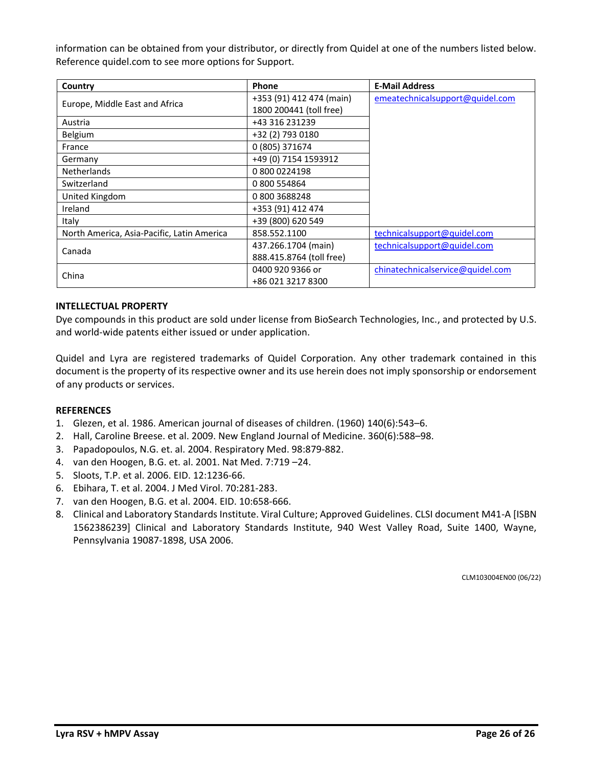information can be obtained from your distributor, or directly from Quidel at one of the numbers listed below. Reference quidel.com to see more options for Support.

| Country | Phone | E-Mail Address |
|---|---|---|
| Europe, Middle East and Africa | +353 (91) 412 474 (main)<br>1800 200441 (toll free) | emeatechnicalsupport@quidel.com |
| Austria | +43 316 231239 | |
| Belgium | +32 (2) 793 0180 | |
| France | 0 (805) 371674 | |
| Germany | +49 (0) 7154 1593912 | |
| Netherlands | 0 800 0224198 | |
| Switzerland | 0 800 554864 | |
| United Kingdom | 0 800 3688248 | |
| Ireland | +353 (91) 412 474 | |
| Italy | +39 (800) 620 549 | |
| North America, Asia-Pacific, Latin America | 858.552.1100 | technicalsupport@quidel.com |
| Canada | 437.266.1704 (main)<br>888.415.8764 (toll free) | technicalsupport@quidel.com |
| China | 0400 920 9366 or<br>+86 021 3217 8300 | chinatechnicalservice@quidel.com |

**INTELLECTUAL PROPERTY**

Dye compounds in this product are sold under license from BioSearch Technologies, Inc., and protected by U.S. and world-wide patents either issued or under application.

Quidel and Lyra are registered trademarks of Quidel Corporation. Any other trademark contained in this document is the property of its respective owner and its use herein does not imply sponsorship or endorsement of any products or services.

**REFERENCES**

1. Glezen, et al. 1986. American journal of diseases of children. (1960) 140(6):543–6.
2. Hall, Caroline Breese. et al. 2009. New England Journal of Medicine. 360(6):588–98.
3. Papadopoulos, N.G. et. al. 2004. Respiratory Med. 98:879-882.
4. van den Hoogen, B.G. et. al. 2001. Nat Med. 7:719 –24.
5. Sloots, T.P. et al. 2006. EID. 12:1236-66.
6. Ebihara, T. et al. 2004. J Med Virol. 70:281-283.
7. van den Hoogen, B.G. et al. 2004. EID. 10:658-666.
8. Clinical and Laboratory Standards Institute. Viral Culture; Approved Guidelines. CLSI document M41-A [ISBN 1562386239] Clinical and Laboratory Standards Institute, 940 West Valley Road, Suite 1400, Wayne, Pennsylvania 19087-1898, USA 2006.

CLM103004EN00 (06/22)